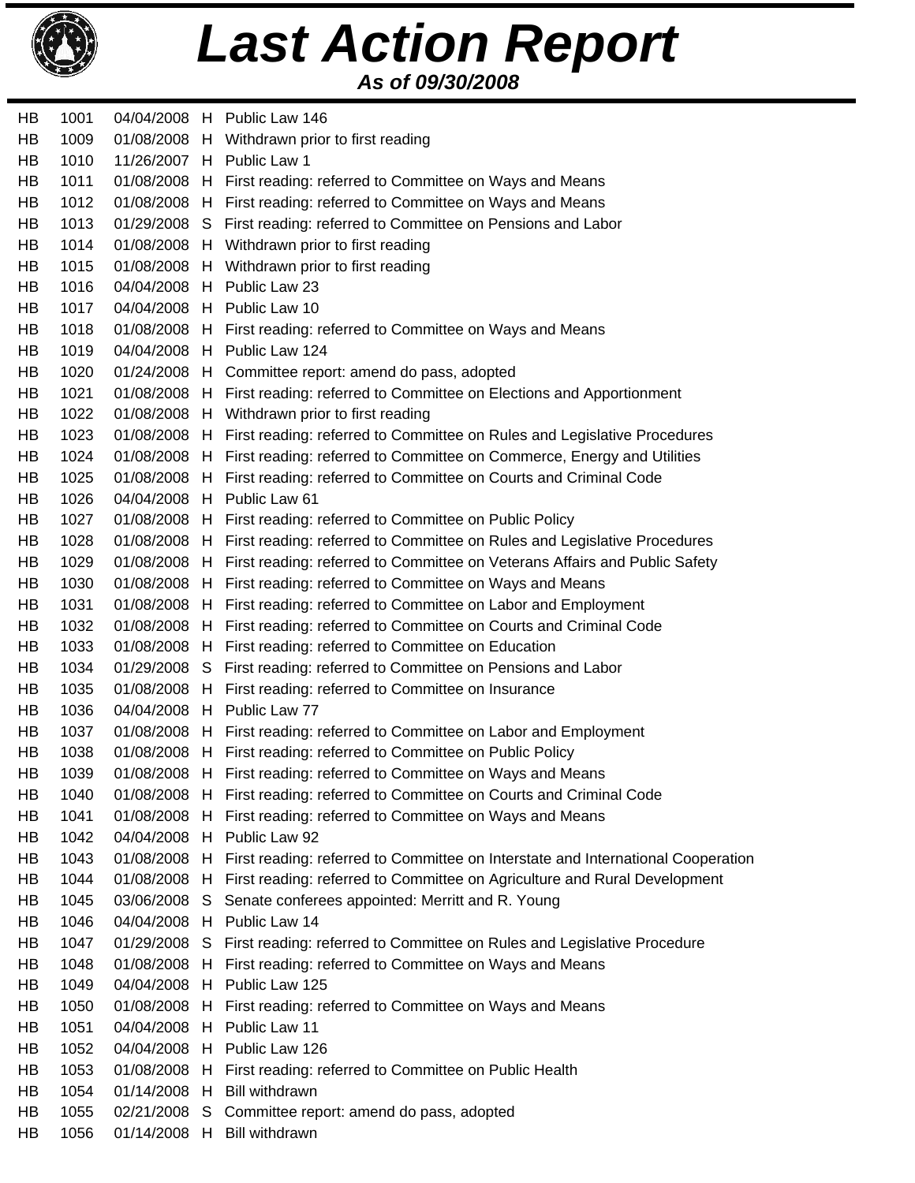# Last Action Report

***As of 09/30/2008***

| | | | | |
|---|---|---|---|---|
| HB | 1001 | 04/04/2008 | H | Public Law 146 |
| HB | 1009 | 01/08/2008 | H | Withdrawn prior to first reading |
| HB | 1010 | 11/26/2007 | H | Public Law 1 |
| HB | 1011 | 01/08/2008 | H | First reading: referred to Committee on Ways and Means |
| HB | 1012 | 01/08/2008 | H | First reading: referred to Committee on Ways and Means |
| HB | 1013 | 01/29/2008 | S | First reading: referred to Committee on Pensions and Labor |
| HB | 1014 | 01/08/2008 | H | Withdrawn prior to first reading |
| HB | 1015 | 01/08/2008 | H | Withdrawn prior to first reading |
| HB | 1016 | 04/04/2008 | H | Public Law 23 |
| HB | 1017 | 04/04/2008 | H | Public Law 10 |
| HB | 1018 | 01/08/2008 | H | First reading: referred to Committee on Ways and Means |
| HB | 1019 | 04/04/2008 | H | Public Law 124 |
| HB | 1020 | 01/24/2008 | H | Committee report: amend do pass, adopted |
| HB | 1021 | 01/08/2008 | H | First reading: referred to Committee on Elections and Apportionment |
| HB | 1022 | 01/08/2008 | H | Withdrawn prior to first reading |
| HB | 1023 | 01/08/2008 | H | First reading: referred to Committee on Rules and Legislative Procedures |
| HB | 1024 | 01/08/2008 | H | First reading: referred to Committee on Commerce, Energy and Utilities |
| HB | 1025 | 01/08/2008 | H | First reading: referred to Committee on Courts and Criminal Code |
| HB | 1026 | 04/04/2008 | H | Public Law 61 |
| HB | 1027 | 01/08/2008 | H | First reading: referred to Committee on Public Policy |
| HB | 1028 | 01/08/2008 | H | First reading: referred to Committee on Rules and Legislative Procedures |
| HB | 1029 | 01/08/2008 | H | First reading: referred to Committee on Veterans Affairs and Public Safety |
| HB | 1030 | 01/08/2008 | H | First reading: referred to Committee on Ways and Means |
| HB | 1031 | 01/08/2008 | H | First reading: referred to Committee on Labor and Employment |
| HB | 1032 | 01/08/2008 | H | First reading: referred to Committee on Courts and Criminal Code |
| HB | 1033 | 01/08/2008 | H | First reading: referred to Committee on Education |
| HB | 1034 | 01/29/2008 | S | First reading: referred to Committee on Pensions and Labor |
| HB | 1035 | 01/08/2008 | H | First reading: referred to Committee on Insurance |
| HB | 1036 | 04/04/2008 | H | Public Law 77 |
| HB | 1037 | 01/08/2008 | H | First reading: referred to Committee on Labor and Employment |
| HB | 1038 | 01/08/2008 | H | First reading: referred to Committee on Public Policy |
| HB | 1039 | 01/08/2008 | H | First reading: referred to Committee on Ways and Means |
| HB | 1040 | 01/08/2008 | H | First reading: referred to Committee on Courts and Criminal Code |
| HB | 1041 | 01/08/2008 | H | First reading: referred to Committee on Ways and Means |
| HB | 1042 | 04/04/2008 | H | Public Law 92 |
| HB | 1043 | 01/08/2008 | H | First reading: referred to Committee on Interstate and International Cooperation |
| HB | 1044 | 01/08/2008 | H | First reading: referred to Committee on Agriculture and Rural Development |
| HB | 1045 | 03/06/2008 | S | Senate conferees appointed: Merritt and R. Young |
| HB | 1046 | 04/04/2008 | H | Public Law 14 |
| HB | 1047 | 01/29/2008 | S | First reading: referred to Committee on Rules and Legislative Procedure |
| HB | 1048 | 01/08/2008 | H | First reading: referred to Committee on Ways and Means |
| HB | 1049 | 04/04/2008 | H | Public Law 125 |
| HB | 1050 | 01/08/2008 | H | First reading: referred to Committee on Ways and Means |
| HB | 1051 | 04/04/2008 | H | Public Law 11 |
| HB | 1052 | 04/04/2008 | H | Public Law 126 |
| HB | 1053 | 01/08/2008 | H | First reading: referred to Committee on Public Health |
| HB | 1054 | 01/14/2008 | H | Bill withdrawn |
| HB | 1055 | 02/21/2008 | S | Committee report: amend do pass, adopted |
| HB | 1056 | 01/14/2008 | H | Bill withdrawn |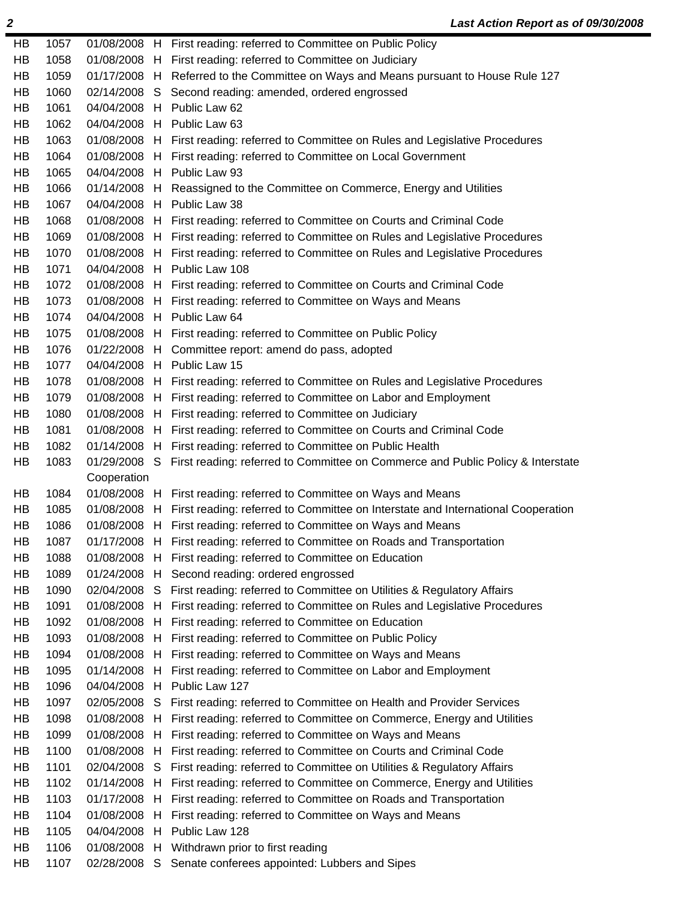| | | | | |
|---|---|---|---|---|
| HB | 1057 | 01/08/2008 | H | First reading: referred to Committee on Public Policy |
| HB | 1058 | 01/08/2008 | H | First reading: referred to Committee on Judiciary |
| HB | 1059 | 01/17/2008 | H | Referred to the Committee on Ways and Means pursuant to House Rule 127 |
| HB | 1060 | 02/14/2008 | S | Second reading: amended, ordered engrossed |
| HB | 1061 | 04/04/2008 | H | Public Law 62 |
| HB | 1062 | 04/04/2008 | H | Public Law 63 |
| HB | 1063 | 01/08/2008 | H | First reading: referred to Committee on Rules and Legislative Procedures |
| HB | 1064 | 01/08/2008 | H | First reading: referred to Committee on Local Government |
| HB | 1065 | 04/04/2008 | H | Public Law 93 |
| HB | 1066 | 01/14/2008 | H | Reassigned to the Committee on Commerce, Energy and Utilities |
| HB | 1067 | 04/04/2008 | H | Public Law 38 |
| HB | 1068 | 01/08/2008 | H | First reading: referred to Committee on Courts and Criminal Code |
| HB | 1069 | 01/08/2008 | H | First reading: referred to Committee on Rules and Legislative Procedures |
| HB | 1070 | 01/08/2008 | H | First reading: referred to Committee on Rules and Legislative Procedures |
| HB | 1071 | 04/04/2008 | H | Public Law 108 |
| HB | 1072 | 01/08/2008 | H | First reading: referred to Committee on Courts and Criminal Code |
| HB | 1073 | 01/08/2008 | H | First reading: referred to Committee on Ways and Means |
| HB | 1074 | 04/04/2008 | H | Public Law 64 |
| HB | 1075 | 01/08/2008 | H | First reading: referred to Committee on Public Policy |
| HB | 1076 | 01/22/2008 | H | Committee report: amend do pass, adopted |
| HB | 1077 | 04/04/2008 | H | Public Law 15 |
| HB | 1078 | 01/08/2008 | H | First reading: referred to Committee on Rules and Legislative Procedures |
| HB | 1079 | 01/08/2008 | H | First reading: referred to Committee on Labor and Employment |
| HB | 1080 | 01/08/2008 | H | First reading: referred to Committee on Judiciary |
| HB | 1081 | 01/08/2008 | H | First reading: referred to Committee on Courts and Criminal Code |
| HB | 1082 | 01/14/2008 | H | First reading: referred to Committee on Public Health |
| HB | 1083 | 01/29/2008 | S | First reading: referred to Committee on Commerce and Public Policy & Interstate Cooperation |
| HB | 1084 | 01/08/2008 | H | First reading: referred to Committee on Ways and Means |
| HB | 1085 | 01/08/2008 | H | First reading: referred to Committee on Interstate and International Cooperation |
| HB | 1086 | 01/08/2008 | H | First reading: referred to Committee on Ways and Means |
| HB | 1087 | 01/17/2008 | H | First reading: referred to Committee on Roads and Transportation |
| HB | 1088 | 01/08/2008 | H | First reading: referred to Committee on Education |
| HB | 1089 | 01/24/2008 | H | Second reading: ordered engrossed |
| HB | 1090 | 02/04/2008 | S | First reading: referred to Committee on Utilities & Regulatory Affairs |
| HB | 1091 | 01/08/2008 | H | First reading: referred to Committee on Rules and Legislative Procedures |
| HB | 1092 | 01/08/2008 | H | First reading: referred to Committee on Education |
| HB | 1093 | 01/08/2008 | H | First reading: referred to Committee on Public Policy |
| HB | 1094 | 01/08/2008 | H | First reading: referred to Committee on Ways and Means |
| HB | 1095 | 01/14/2008 | H | First reading: referred to Committee on Labor and Employment |
| HB | 1096 | 04/04/2008 | H | Public Law 127 |
| HB | 1097 | 02/05/2008 | S | First reading: referred to Committee on Health and Provider Services |
| HB | 1098 | 01/08/2008 | H | First reading: referred to Committee on Commerce, Energy and Utilities |
| HB | 1099 | 01/08/2008 | H | First reading: referred to Committee on Ways and Means |
| HB | 1100 | 01/08/2008 | H | First reading: referred to Committee on Courts and Criminal Code |
| HB | 1101 | 02/04/2008 | S | First reading: referred to Committee on Utilities & Regulatory Affairs |
| HB | 1102 | 01/14/2008 | H | First reading: referred to Committee on Commerce, Energy and Utilities |
| HB | 1103 | 01/17/2008 | H | First reading: referred to Committee on Roads and Transportation |
| HB | 1104 | 01/08/2008 | H | First reading: referred to Committee on Ways and Means |
| HB | 1105 | 04/04/2008 | H | Public Law 128 |
| HB | 1106 | 01/08/2008 | H | Withdrawn prior to first reading |
| HB | 1107 | 02/28/2008 | S | Senate conferees appointed: Lubbers and Sipes |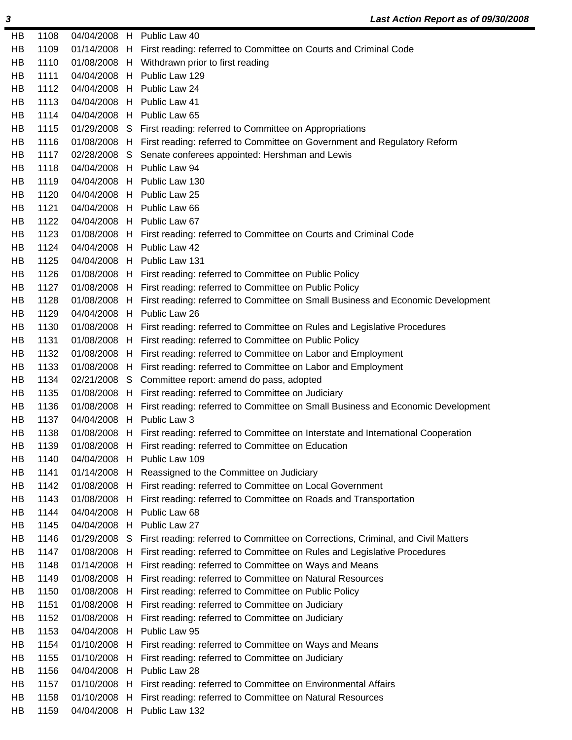| | | | | |
|---|---|---|---|---|
| HB | 1108 | 04/04/2008 | H | Public Law 40 |
| HB | 1109 | 01/14/2008 | H | First reading: referred to Committee on Courts and Criminal Code |
| HB | 1110 | 01/08/2008 | H | Withdrawn prior to first reading |
| HB | 1111 | 04/04/2008 | H | Public Law 129 |
| HB | 1112 | 04/04/2008 | H | Public Law 24 |
| HB | 1113 | 04/04/2008 | H | Public Law 41 |
| HB | 1114 | 04/04/2008 | H | Public Law 65 |
| HB | 1115 | 01/29/2008 | S | First reading: referred to Committee on Appropriations |
| HB | 1116 | 01/08/2008 | H | First reading: referred to Committee on Government and Regulatory Reform |
| HB | 1117 | 02/28/2008 | S | Senate conferees appointed: Hershman and Lewis |
| HB | 1118 | 04/04/2008 | H | Public Law 94 |
| HB | 1119 | 04/04/2008 | H | Public Law 130 |
| HB | 1120 | 04/04/2008 | H | Public Law 25 |
| HB | 1121 | 04/04/2008 | H | Public Law 66 |
| HB | 1122 | 04/04/2008 | H | Public Law 67 |
| HB | 1123 | 01/08/2008 | H | First reading: referred to Committee on Courts and Criminal Code |
| HB | 1124 | 04/04/2008 | H | Public Law 42 |
| HB | 1125 | 04/04/2008 | H | Public Law 131 |
| HB | 1126 | 01/08/2008 | H | First reading: referred to Committee on Public Policy |
| HB | 1127 | 01/08/2008 | H | First reading: referred to Committee on Public Policy |
| HB | 1128 | 01/08/2008 | H | First reading: referred to Committee on Small Business and Economic Development |
| HB | 1129 | 04/04/2008 | H | Public Law 26 |
| HB | 1130 | 01/08/2008 | H | First reading: referred to Committee on Rules and Legislative Procedures |
| HB | 1131 | 01/08/2008 | H | First reading: referred to Committee on Public Policy |
| HB | 1132 | 01/08/2008 | H | First reading: referred to Committee on Labor and Employment |
| HB | 1133 | 01/08/2008 | H | First reading: referred to Committee on Labor and Employment |
| HB | 1134 | 02/21/2008 | S | Committee report: amend do pass, adopted |
| HB | 1135 | 01/08/2008 | H | First reading: referred to Committee on Judiciary |
| HB | 1136 | 01/08/2008 | H | First reading: referred to Committee on Small Business and Economic Development |
| HB | 1137 | 04/04/2008 | H | Public Law 3 |
| HB | 1138 | 01/08/2008 | H | First reading: referred to Committee on Interstate and International Cooperation |
| HB | 1139 | 01/08/2008 | H | First reading: referred to Committee on Education |
| HB | 1140 | 04/04/2008 | H | Public Law 109 |
| HB | 1141 | 01/14/2008 | H | Reassigned to the Committee on Judiciary |
| HB | 1142 | 01/08/2008 | H | First reading: referred to Committee on Local Government |
| HB | 1143 | 01/08/2008 | H | First reading: referred to Committee on Roads and Transportation |
| HB | 1144 | 04/04/2008 | H | Public Law 68 |
| HB | 1145 | 04/04/2008 | H | Public Law 27 |
| HB | 1146 | 01/29/2008 | S | First reading: referred to Committee on Corrections, Criminal, and Civil Matters |
| HB | 1147 | 01/08/2008 | H | First reading: referred to Committee on Rules and Legislative Procedures |
| HB | 1148 | 01/14/2008 | H | First reading: referred to Committee on Ways and Means |
| HB | 1149 | 01/08/2008 | H | First reading: referred to Committee on Natural Resources |
| HB | 1150 | 01/08/2008 | H | First reading: referred to Committee on Public Policy |
| HB | 1151 | 01/08/2008 | H | First reading: referred to Committee on Judiciary |
| HB | 1152 | 01/08/2008 | H | First reading: referred to Committee on Judiciary |
| HB | 1153 | 04/04/2008 | H | Public Law 95 |
| HB | 1154 | 01/10/2008 | H | First reading: referred to Committee on Ways and Means |
| HB | 1155 | 01/10/2008 | H | First reading: referred to Committee on Judiciary |
| HB | 1156 | 04/04/2008 | H | Public Law 28 |
| HB | 1157 | 01/10/2008 | H | First reading: referred to Committee on Environmental Affairs |
| HB | 1158 | 01/10/2008 | H | First reading: referred to Committee on Natural Resources |
| HB | 1159 | 04/04/2008 | H | Public Law 132 |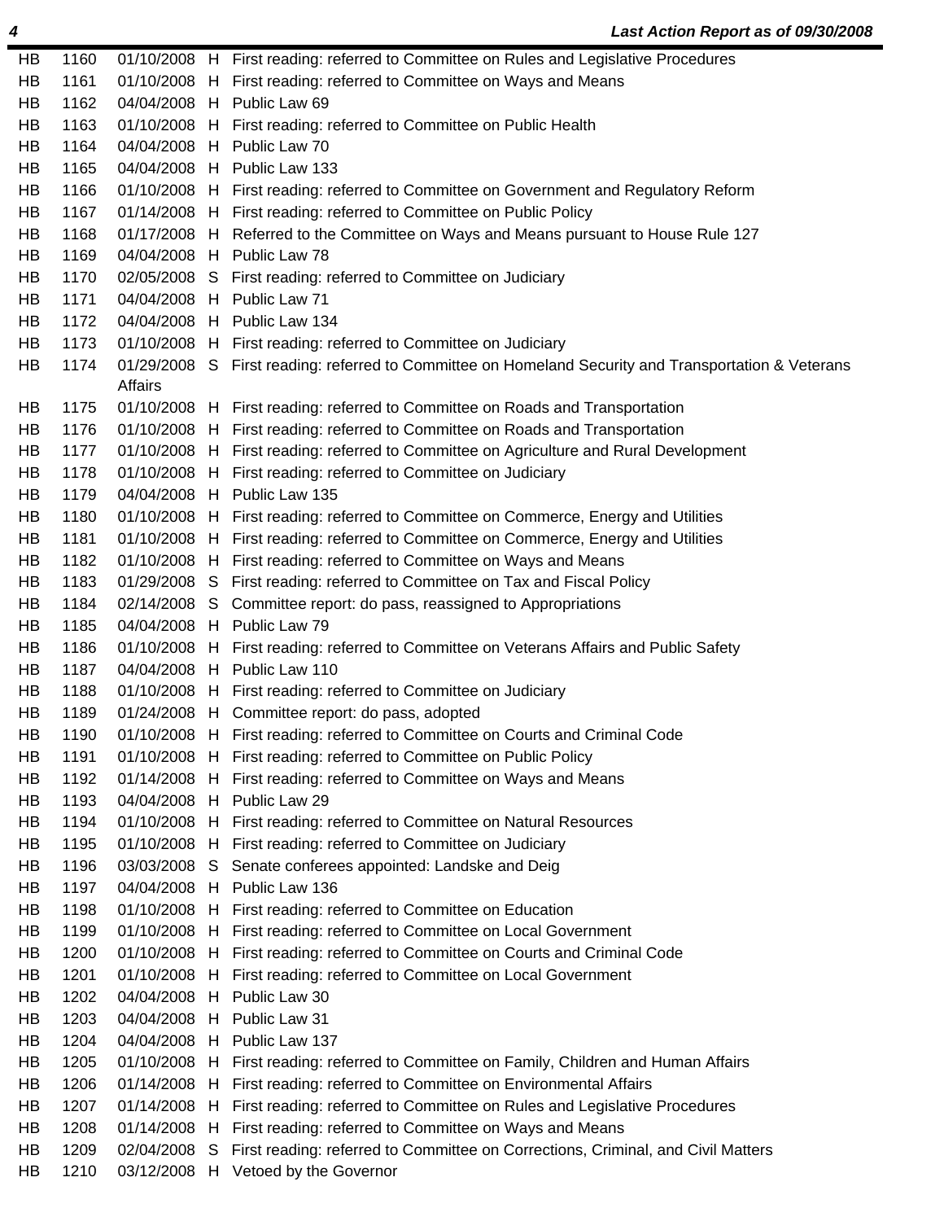| | | | | |
|---|---|---|---|---|
| HB | 1160 | 01/10/2008 | H | First reading: referred to Committee on Rules and Legislative Procedures |
| HB | 1161 | 01/10/2008 | H | First reading: referred to Committee on Ways and Means |
| HB | 1162 | 04/04/2008 | H | Public Law 69 |
| HB | 1163 | 01/10/2008 | H | First reading: referred to Committee on Public Health |
| HB | 1164 | 04/04/2008 | H | Public Law 70 |
| HB | 1165 | 04/04/2008 | H | Public Law 133 |
| HB | 1166 | 01/10/2008 | H | First reading: referred to Committee on Government and Regulatory Reform |
| HB | 1167 | 01/14/2008 | H | First reading: referred to Committee on Public Policy |
| HB | 1168 | 01/17/2008 | H | Referred to the Committee on Ways and Means pursuant to House Rule 127 |
| HB | 1169 | 04/04/2008 | H | Public Law 78 |
| HB | 1170 | 02/05/2008 | S | First reading: referred to Committee on Judiciary |
| HB | 1171 | 04/04/2008 | H | Public Law 71 |
| HB | 1172 | 04/04/2008 | H | Public Law 134 |
| HB | 1173 | 01/10/2008 | H | First reading: referred to Committee on Judiciary |
| HB | 1174 | 01/29/2008 | S | First reading: referred to Committee on Homeland Security and Transportation & Veterans Affairs |
| HB | 1175 | 01/10/2008 | H | First reading: referred to Committee on Roads and Transportation |
| HB | 1176 | 01/10/2008 | H | First reading: referred to Committee on Roads and Transportation |
| HB | 1177 | 01/10/2008 | H | First reading: referred to Committee on Agriculture and Rural Development |
| HB | 1178 | 01/10/2008 | H | First reading: referred to Committee on Judiciary |
| HB | 1179 | 04/04/2008 | H | Public Law 135 |
| HB | 1180 | 01/10/2008 | H | First reading: referred to Committee on Commerce, Energy and Utilities |
| HB | 1181 | 01/10/2008 | H | First reading: referred to Committee on Commerce, Energy and Utilities |
| HB | 1182 | 01/10/2008 | H | First reading: referred to Committee on Ways and Means |
| HB | 1183 | 01/29/2008 | S | First reading: referred to Committee on Tax and Fiscal Policy |
| HB | 1184 | 02/14/2008 | S | Committee report: do pass, reassigned to Appropriations |
| HB | 1185 | 04/04/2008 | H | Public Law 79 |
| HB | 1186 | 01/10/2008 | H | First reading: referred to Committee on Veterans Affairs and Public Safety |
| HB | 1187 | 04/04/2008 | H | Public Law 110 |
| HB | 1188 | 01/10/2008 | H | First reading: referred to Committee on Judiciary |
| HB | 1189 | 01/24/2008 | H | Committee report: do pass, adopted |
| HB | 1190 | 01/10/2008 | H | First reading: referred to Committee on Courts and Criminal Code |
| HB | 1191 | 01/10/2008 | H | First reading: referred to Committee on Public Policy |
| HB | 1192 | 01/14/2008 | H | First reading: referred to Committee on Ways and Means |
| HB | 1193 | 04/04/2008 | H | Public Law 29 |
| HB | 1194 | 01/10/2008 | H | First reading: referred to Committee on Natural Resources |
| HB | 1195 | 01/10/2008 | H | First reading: referred to Committee on Judiciary |
| HB | 1196 | 03/03/2008 | S | Senate conferees appointed: Landske and Deig |
| HB | 1197 | 04/04/2008 | H | Public Law 136 |
| HB | 1198 | 01/10/2008 | H | First reading: referred to Committee on Education |
| HB | 1199 | 01/10/2008 | H | First reading: referred to Committee on Local Government |
| HB | 1200 | 01/10/2008 | H | First reading: referred to Committee on Courts and Criminal Code |
| HB | 1201 | 01/10/2008 | H | First reading: referred to Committee on Local Government |
| HB | 1202 | 04/04/2008 | H | Public Law 30 |
| HB | 1203 | 04/04/2008 | H | Public Law 31 |
| HB | 1204 | 04/04/2008 | H | Public Law 137 |
| HB | 1205 | 01/10/2008 | H | First reading: referred to Committee on Family, Children and Human Affairs |
| HB | 1206 | 01/14/2008 | H | First reading: referred to Committee on Environmental Affairs |
| HB | 1207 | 01/14/2008 | H | First reading: referred to Committee on Rules and Legislative Procedures |
| HB | 1208 | 01/14/2008 | H | First reading: referred to Committee on Ways and Means |
| HB | 1209 | 02/04/2008 | S | First reading: referred to Committee on Corrections, Criminal, and Civil Matters |
| HB | 1210 | 03/12/2008 | H | Vetoed by the Governor |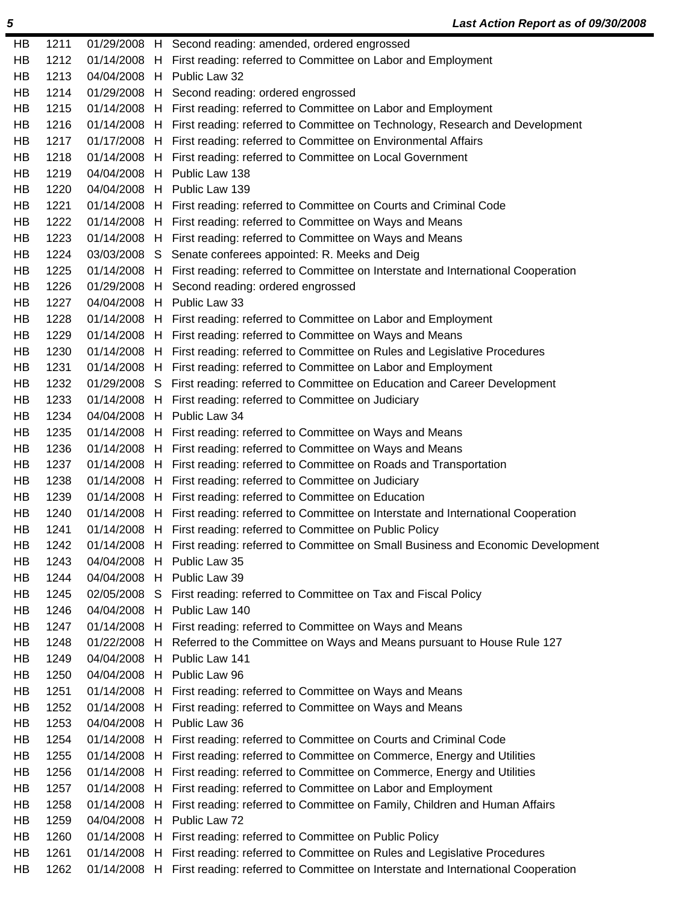| | | | | |
|---|---|---|---|---|
| HB | 1211 | 01/29/2008 | H | Second reading: amended, ordered engrossed |
| HB | 1212 | 01/14/2008 | H | First reading: referred to Committee on Labor and Employment |
| HB | 1213 | 04/04/2008 | H | Public Law 32 |
| HB | 1214 | 01/29/2008 | H | Second reading: ordered engrossed |
| HB | 1215 | 01/14/2008 | H | First reading: referred to Committee on Labor and Employment |
| HB | 1216 | 01/14/2008 | H | First reading: referred to Committee on Technology, Research and Development |
| HB | 1217 | 01/17/2008 | H | First reading: referred to Committee on Environmental Affairs |
| HB | 1218 | 01/14/2008 | H | First reading: referred to Committee on Local Government |
| HB | 1219 | 04/04/2008 | H | Public Law 138 |
| HB | 1220 | 04/04/2008 | H | Public Law 139 |
| HB | 1221 | 01/14/2008 | H | First reading: referred to Committee on Courts and Criminal Code |
| HB | 1222 | 01/14/2008 | H | First reading: referred to Committee on Ways and Means |
| HB | 1223 | 01/14/2008 | H | First reading: referred to Committee on Ways and Means |
| HB | 1224 | 03/03/2008 | S | Senate conferees appointed: R. Meeks and Deig |
| HB | 1225 | 01/14/2008 | H | First reading: referred to Committee on Interstate and International Cooperation |
| HB | 1226 | 01/29/2008 | H | Second reading: ordered engrossed |
| HB | 1227 | 04/04/2008 | H | Public Law 33 |
| HB | 1228 | 01/14/2008 | H | First reading: referred to Committee on Labor and Employment |
| HB | 1229 | 01/14/2008 | H | First reading: referred to Committee on Ways and Means |
| HB | 1230 | 01/14/2008 | H | First reading: referred to Committee on Rules and Legislative Procedures |
| HB | 1231 | 01/14/2008 | H | First reading: referred to Committee on Labor and Employment |
| HB | 1232 | 01/29/2008 | S | First reading: referred to Committee on Education and Career Development |
| HB | 1233 | 01/14/2008 | H | First reading: referred to Committee on Judiciary |
| HB | 1234 | 04/04/2008 | H | Public Law 34 |
| HB | 1235 | 01/14/2008 | H | First reading: referred to Committee on Ways and Means |
| HB | 1236 | 01/14/2008 | H | First reading: referred to Committee on Ways and Means |
| HB | 1237 | 01/14/2008 | H | First reading: referred to Committee on Roads and Transportation |
| HB | 1238 | 01/14/2008 | H | First reading: referred to Committee on Judiciary |
| HB | 1239 | 01/14/2008 | H | First reading: referred to Committee on Education |
| HB | 1240 | 01/14/2008 | H | First reading: referred to Committee on Interstate and International Cooperation |
| HB | 1241 | 01/14/2008 | H | First reading: referred to Committee on Public Policy |
| HB | 1242 | 01/14/2008 | H | First reading: referred to Committee on Small Business and Economic Development |
| HB | 1243 | 04/04/2008 | H | Public Law 35 |
| HB | 1244 | 04/04/2008 | H | Public Law 39 |
| HB | 1245 | 02/05/2008 | S | First reading: referred to Committee on Tax and Fiscal Policy |
| HB | 1246 | 04/04/2008 | H | Public Law 140 |
| HB | 1247 | 01/14/2008 | H | First reading: referred to Committee on Ways and Means |
| HB | 1248 | 01/22/2008 | H | Referred to the Committee on Ways and Means pursuant to House Rule 127 |
| HB | 1249 | 04/04/2008 | H | Public Law 141 |
| HB | 1250 | 04/04/2008 | H | Public Law 96 |
| HB | 1251 | 01/14/2008 | H | First reading: referred to Committee on Ways and Means |
| HB | 1252 | 01/14/2008 | H | First reading: referred to Committee on Ways and Means |
| HB | 1253 | 04/04/2008 | H | Public Law 36 |
| HB | 1254 | 01/14/2008 | H | First reading: referred to Committee on Courts and Criminal Code |
| HB | 1255 | 01/14/2008 | H | First reading: referred to Committee on Commerce, Energy and Utilities |
| HB | 1256 | 01/14/2008 | H | First reading: referred to Committee on Commerce, Energy and Utilities |
| HB | 1257 | 01/14/2008 | H | First reading: referred to Committee on Labor and Employment |
| HB | 1258 | 01/14/2008 | H | First reading: referred to Committee on Family, Children and Human Affairs |
| HB | 1259 | 04/04/2008 | H | Public Law 72 |
| HB | 1260 | 01/14/2008 | H | First reading: referred to Committee on Public Policy |
| HB | 1261 | 01/14/2008 | H | First reading: referred to Committee on Rules and Legislative Procedures |
| HB | 1262 | 01/14/2008 | H | First reading: referred to Committee on Interstate and International Cooperation |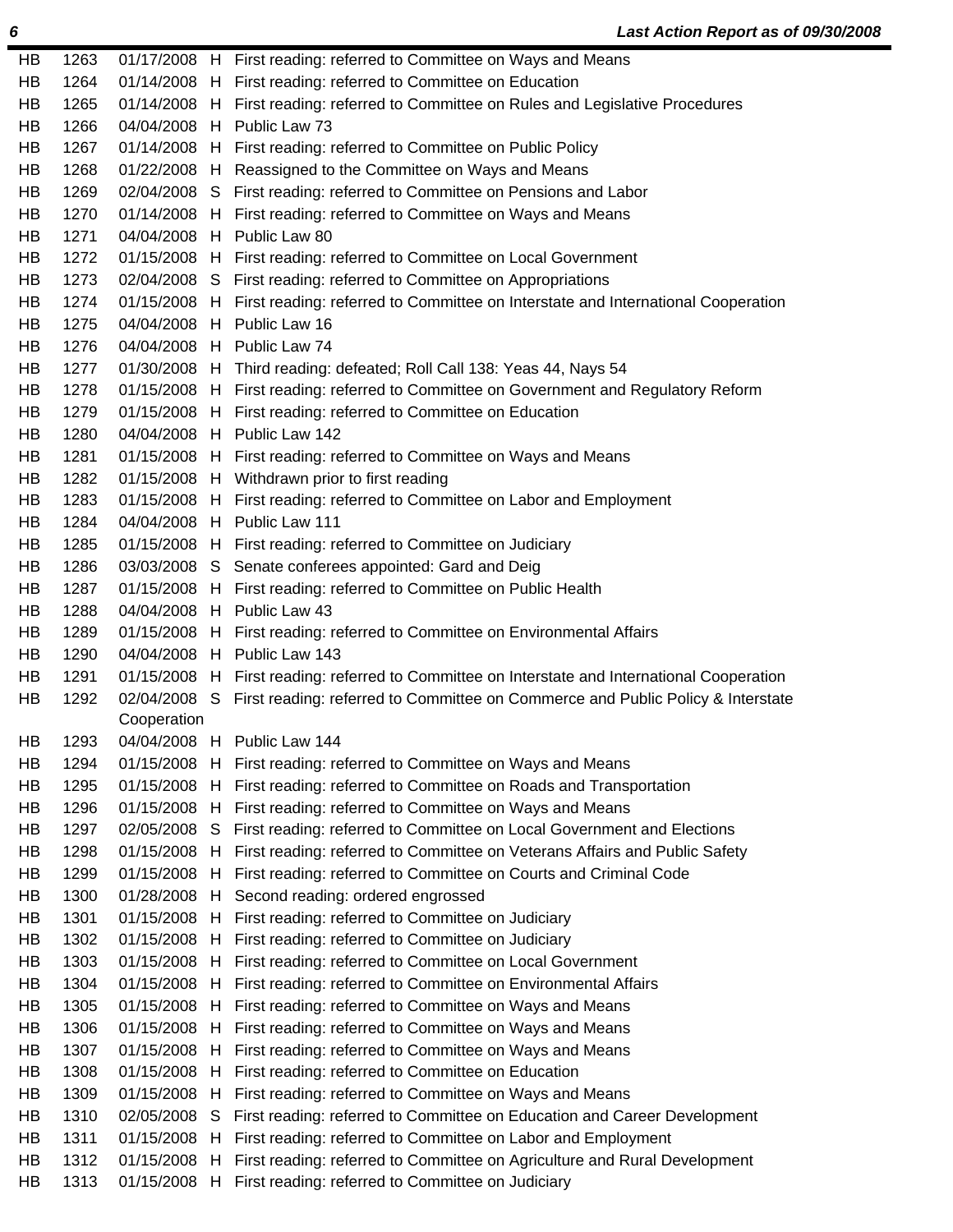| | | | | |
|---|---|---|---|---|
| HB | 1263 | 01/17/2008 | H | First reading: referred to Committee on Ways and Means |
| HB | 1264 | 01/14/2008 | H | First reading: referred to Committee on Education |
| HB | 1265 | 01/14/2008 | H | First reading: referred to Committee on Rules and Legislative Procedures |
| HB | 1266 | 04/04/2008 | H | Public Law 73 |
| HB | 1267 | 01/14/2008 | H | First reading: referred to Committee on Public Policy |
| HB | 1268 | 01/22/2008 | H | Reassigned to the Committee on Ways and Means |
| HB | 1269 | 02/04/2008 | S | First reading: referred to Committee on Pensions and Labor |
| HB | 1270 | 01/14/2008 | H | First reading: referred to Committee on Ways and Means |
| HB | 1271 | 04/04/2008 | H | Public Law 80 |
| HB | 1272 | 01/15/2008 | H | First reading: referred to Committee on Local Government |
| HB | 1273 | 02/04/2008 | S | First reading: referred to Committee on Appropriations |
| HB | 1274 | 01/15/2008 | H | First reading: referred to Committee on Interstate and International Cooperation |
| HB | 1275 | 04/04/2008 | H | Public Law 16 |
| HB | 1276 | 04/04/2008 | H | Public Law 74 |
| HB | 1277 | 01/30/2008 | H | Third reading: defeated; Roll Call 138: Yeas 44, Nays 54 |
| HB | 1278 | 01/15/2008 | H | First reading: referred to Committee on Government and Regulatory Reform |
| HB | 1279 | 01/15/2008 | H | First reading: referred to Committee on Education |
| HB | 1280 | 04/04/2008 | H | Public Law 142 |
| HB | 1281 | 01/15/2008 | H | First reading: referred to Committee on Ways and Means |
| HB | 1282 | 01/15/2008 | H | Withdrawn prior to first reading |
| HB | 1283 | 01/15/2008 | H | First reading: referred to Committee on Labor and Employment |
| HB | 1284 | 04/04/2008 | H | Public Law 111 |
| HB | 1285 | 01/15/2008 | H | First reading: referred to Committee on Judiciary |
| HB | 1286 | 03/03/2008 | S | Senate conferees appointed: Gard and Deig |
| HB | 1287 | 01/15/2008 | H | First reading: referred to Committee on Public Health |
| HB | 1288 | 04/04/2008 | H | Public Law 43 |
| HB | 1289 | 01/15/2008 | H | First reading: referred to Committee on Environmental Affairs |
| HB | 1290 | 04/04/2008 | H | Public Law 143 |
| HB | 1291 | 01/15/2008 | H | First reading: referred to Committee on Interstate and International Cooperation |
| HB | 1292 | 02/04/2008 | S | First reading: referred to Committee on Commerce and Public Policy & Interstate Cooperation |
| HB | 1293 | 04/04/2008 | H | Public Law 144 |
| HB | 1294 | 01/15/2008 | H | First reading: referred to Committee on Ways and Means |
| HB | 1295 | 01/15/2008 | H | First reading: referred to Committee on Roads and Transportation |
| HB | 1296 | 01/15/2008 | H | First reading: referred to Committee on Ways and Means |
| HB | 1297 | 02/05/2008 | S | First reading: referred to Committee on Local Government and Elections |
| HB | 1298 | 01/15/2008 | H | First reading: referred to Committee on Veterans Affairs and Public Safety |
| HB | 1299 | 01/15/2008 | H | First reading: referred to Committee on Courts and Criminal Code |
| HB | 1300 | 01/28/2008 | H | Second reading: ordered engrossed |
| HB | 1301 | 01/15/2008 | H | First reading: referred to Committee on Judiciary |
| HB | 1302 | 01/15/2008 | H | First reading: referred to Committee on Judiciary |
| HB | 1303 | 01/15/2008 | H | First reading: referred to Committee on Local Government |
| HB | 1304 | 01/15/2008 | H | First reading: referred to Committee on Environmental Affairs |
| HB | 1305 | 01/15/2008 | H | First reading: referred to Committee on Ways and Means |
| HB | 1306 | 01/15/2008 | H | First reading: referred to Committee on Ways and Means |
| HB | 1307 | 01/15/2008 | H | First reading: referred to Committee on Ways and Means |
| HB | 1308 | 01/15/2008 | H | First reading: referred to Committee on Education |
| HB | 1309 | 01/15/2008 | H | First reading: referred to Committee on Ways and Means |
| HB | 1310 | 02/05/2008 | S | First reading: referred to Committee on Education and Career Development |
| HB | 1311 | 01/15/2008 | H | First reading: referred to Committee on Labor and Employment |
| HB | 1312 | 01/15/2008 | H | First reading: referred to Committee on Agriculture and Rural Development |
| HB | 1313 | 01/15/2008 | H | First reading: referred to Committee on Judiciary |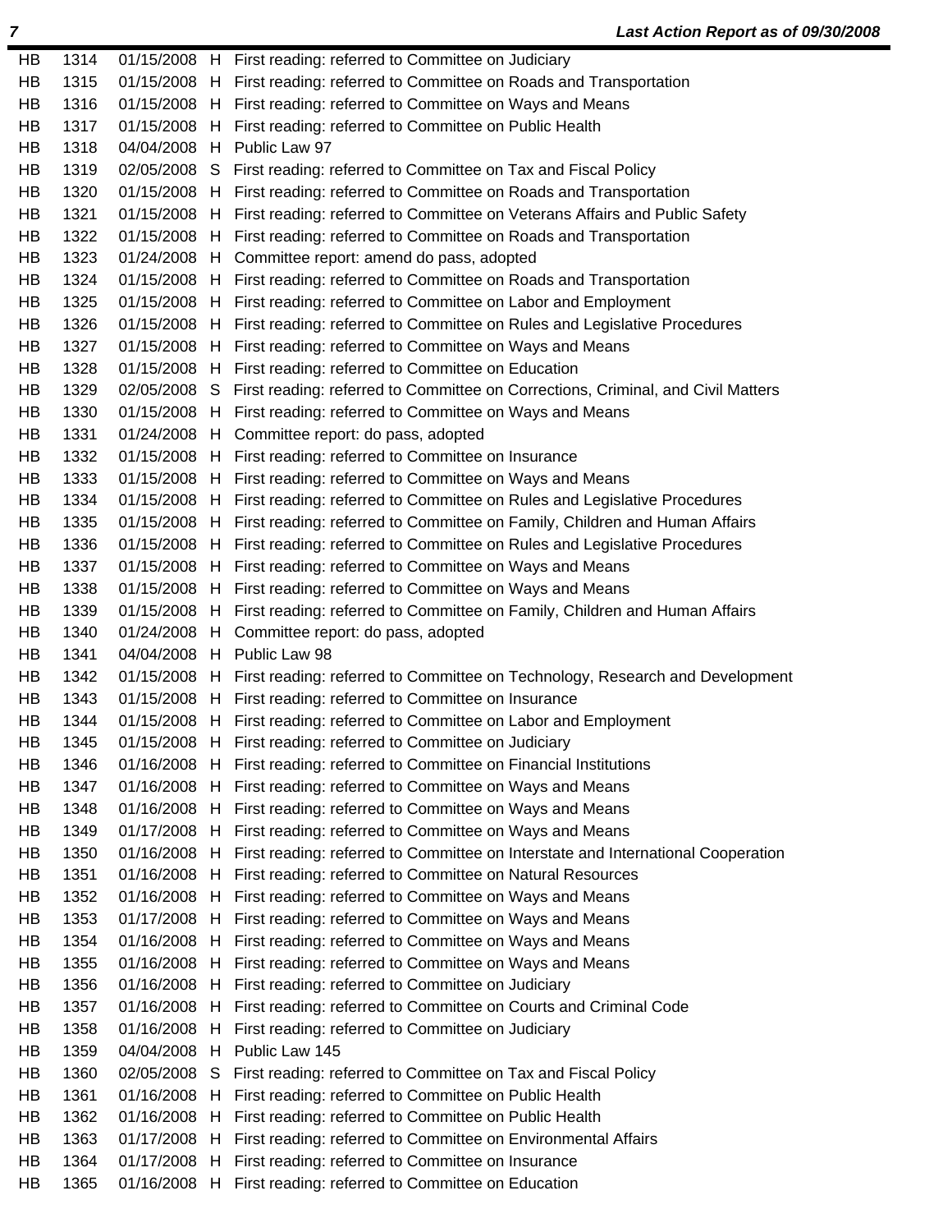| | | | | |
|---|---|---|---|---|
| HB | 1314 | 01/15/2008 | H | First reading: referred to Committee on Judiciary |
| HB | 1315 | 01/15/2008 | H | First reading: referred to Committee on Roads and Transportation |
| HB | 1316 | 01/15/2008 | H | First reading: referred to Committee on Ways and Means |
| HB | 1317 | 01/15/2008 | H | First reading: referred to Committee on Public Health |
| HB | 1318 | 04/04/2008 | H | Public Law 97 |
| HB | 1319 | 02/05/2008 | S | First reading: referred to Committee on Tax and Fiscal Policy |
| HB | 1320 | 01/15/2008 | H | First reading: referred to Committee on Roads and Transportation |
| HB | 1321 | 01/15/2008 | H | First reading: referred to Committee on Veterans Affairs and Public Safety |
| HB | 1322 | 01/15/2008 | H | First reading: referred to Committee on Roads and Transportation |
| HB | 1323 | 01/24/2008 | H | Committee report: amend do pass, adopted |
| HB | 1324 | 01/15/2008 | H | First reading: referred to Committee on Roads and Transportation |
| HB | 1325 | 01/15/2008 | H | First reading: referred to Committee on Labor and Employment |
| HB | 1326 | 01/15/2008 | H | First reading: referred to Committee on Rules and Legislative Procedures |
| HB | 1327 | 01/15/2008 | H | First reading: referred to Committee on Ways and Means |
| HB | 1328 | 01/15/2008 | H | First reading: referred to Committee on Education |
| HB | 1329 | 02/05/2008 | S | First reading: referred to Committee on Corrections, Criminal, and Civil Matters |
| HB | 1330 | 01/15/2008 | H | First reading: referred to Committee on Ways and Means |
| HB | 1331 | 01/24/2008 | H | Committee report: do pass, adopted |
| HB | 1332 | 01/15/2008 | H | First reading: referred to Committee on Insurance |
| HB | 1333 | 01/15/2008 | H | First reading: referred to Committee on Ways and Means |
| HB | 1334 | 01/15/2008 | H | First reading: referred to Committee on Rules and Legislative Procedures |
| HB | 1335 | 01/15/2008 | H | First reading: referred to Committee on Family, Children and Human Affairs |
| HB | 1336 | 01/15/2008 | H | First reading: referred to Committee on Rules and Legislative Procedures |
| HB | 1337 | 01/15/2008 | H | First reading: referred to Committee on Ways and Means |
| HB | 1338 | 01/15/2008 | H | First reading: referred to Committee on Ways and Means |
| HB | 1339 | 01/15/2008 | H | First reading: referred to Committee on Family, Children and Human Affairs |
| HB | 1340 | 01/24/2008 | H | Committee report: do pass, adopted |
| HB | 1341 | 04/04/2008 | H | Public Law 98 |
| HB | 1342 | 01/15/2008 | H | First reading: referred to Committee on Technology, Research and Development |
| HB | 1343 | 01/15/2008 | H | First reading: referred to Committee on Insurance |
| HB | 1344 | 01/15/2008 | H | First reading: referred to Committee on Labor and Employment |
| HB | 1345 | 01/15/2008 | H | First reading: referred to Committee on Judiciary |
| HB | 1346 | 01/16/2008 | H | First reading: referred to Committee on Financial Institutions |
| HB | 1347 | 01/16/2008 | H | First reading: referred to Committee on Ways and Means |
| HB | 1348 | 01/16/2008 | H | First reading: referred to Committee on Ways and Means |
| HB | 1349 | 01/17/2008 | H | First reading: referred to Committee on Ways and Means |
| HB | 1350 | 01/16/2008 | H | First reading: referred to Committee on Interstate and International Cooperation |
| HB | 1351 | 01/16/2008 | H | First reading: referred to Committee on Natural Resources |
| HB | 1352 | 01/16/2008 | H | First reading: referred to Committee on Ways and Means |
| HB | 1353 | 01/17/2008 | H | First reading: referred to Committee on Ways and Means |
| HB | 1354 | 01/16/2008 | H | First reading: referred to Committee on Ways and Means |
| HB | 1355 | 01/16/2008 | H | First reading: referred to Committee on Ways and Means |
| HB | 1356 | 01/16/2008 | H | First reading: referred to Committee on Judiciary |
| HB | 1357 | 01/16/2008 | H | First reading: referred to Committee on Courts and Criminal Code |
| HB | 1358 | 01/16/2008 | H | First reading: referred to Committee on Judiciary |
| HB | 1359 | 04/04/2008 | H | Public Law 145 |
| HB | 1360 | 02/05/2008 | S | First reading: referred to Committee on Tax and Fiscal Policy |
| HB | 1361 | 01/16/2008 | H | First reading: referred to Committee on Public Health |
| HB | 1362 | 01/16/2008 | H | First reading: referred to Committee on Public Health |
| HB | 1363 | 01/17/2008 | H | First reading: referred to Committee on Environmental Affairs |
| HB | 1364 | 01/17/2008 | H | First reading: referred to Committee on Insurance |
| HB | 1365 | 01/16/2008 | H | First reading: referred to Committee on Education |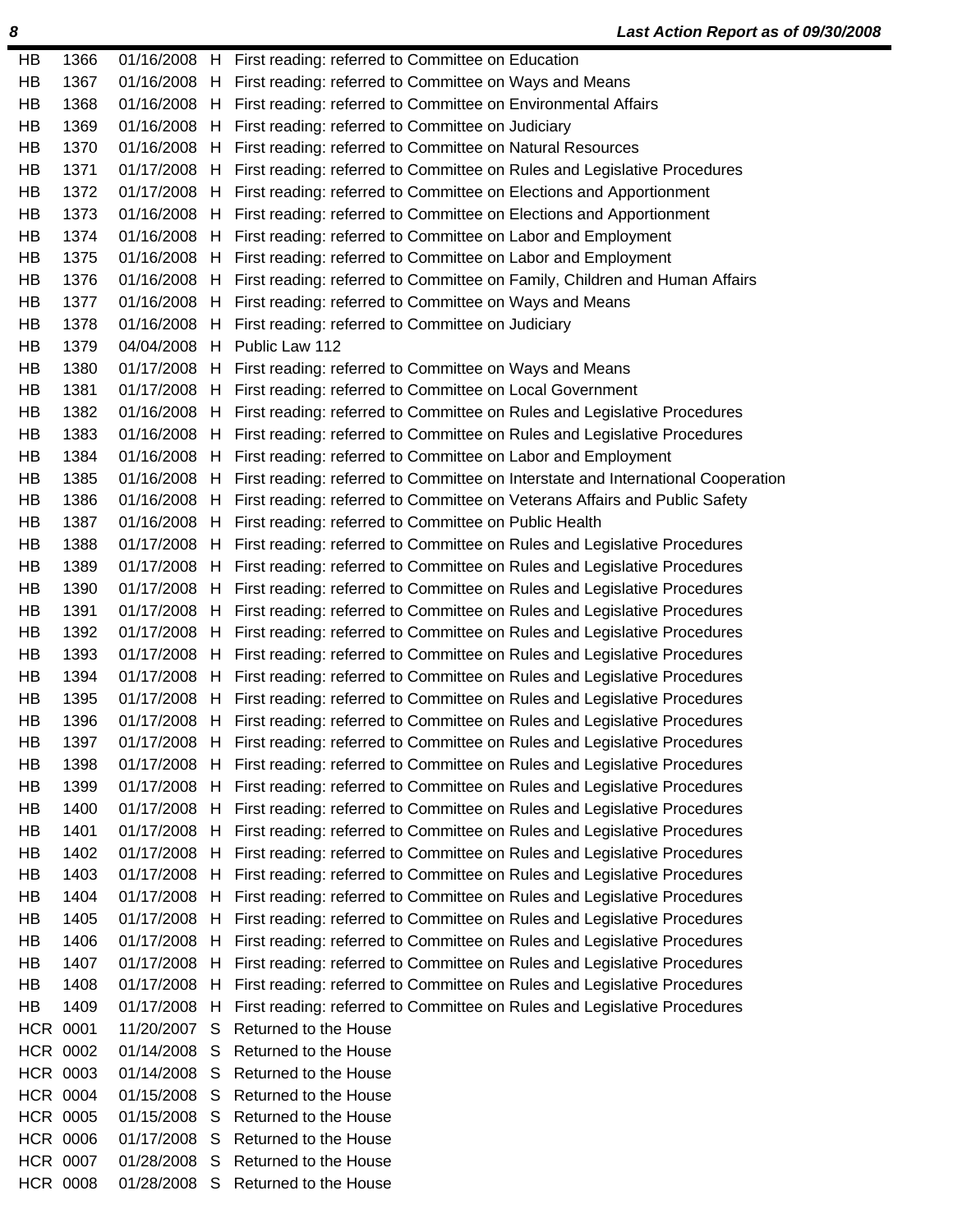| | | | | |
|---|---|---|---|---|
| HB | 1366 | 01/16/2008 | H | First reading: referred to Committee on Education |
| HB | 1367 | 01/16/2008 | H | First reading: referred to Committee on Ways and Means |
| HB | 1368 | 01/16/2008 | H | First reading: referred to Committee on Environmental Affairs |
| HB | 1369 | 01/16/2008 | H | First reading: referred to Committee on Judiciary |
| HB | 1370 | 01/16/2008 | H | First reading: referred to Committee on Natural Resources |
| HB | 1371 | 01/17/2008 | H | First reading: referred to Committee on Rules and Legislative Procedures |
| HB | 1372 | 01/17/2008 | H | First reading: referred to Committee on Elections and Apportionment |
| HB | 1373 | 01/16/2008 | H | First reading: referred to Committee on Elections and Apportionment |
| HB | 1374 | 01/16/2008 | H | First reading: referred to Committee on Labor and Employment |
| HB | 1375 | 01/16/2008 | H | First reading: referred to Committee on Labor and Employment |
| HB | 1376 | 01/16/2008 | H | First reading: referred to Committee on Family, Children and Human Affairs |
| HB | 1377 | 01/16/2008 | H | First reading: referred to Committee on Ways and Means |
| HB | 1378 | 01/16/2008 | H | First reading: referred to Committee on Judiciary |
| HB | 1379 | 04/04/2008 | H | Public Law 112 |
| HB | 1380 | 01/17/2008 | H | First reading: referred to Committee on Ways and Means |
| HB | 1381 | 01/17/2008 | H | First reading: referred to Committee on Local Government |
| HB | 1382 | 01/16/2008 | H | First reading: referred to Committee on Rules and Legislative Procedures |
| HB | 1383 | 01/16/2008 | H | First reading: referred to Committee on Rules and Legislative Procedures |
| HB | 1384 | 01/16/2008 | H | First reading: referred to Committee on Labor and Employment |
| HB | 1385 | 01/16/2008 | H | First reading: referred to Committee on Interstate and International Cooperation |
| HB | 1386 | 01/16/2008 | H | First reading: referred to Committee on Veterans Affairs and Public Safety |
| HB | 1387 | 01/16/2008 | H | First reading: referred to Committee on Public Health |
| HB | 1388 | 01/17/2008 | H | First reading: referred to Committee on Rules and Legislative Procedures |
| HB | 1389 | 01/17/2008 | H | First reading: referred to Committee on Rules and Legislative Procedures |
| HB | 1390 | 01/17/2008 | H | First reading: referred to Committee on Rules and Legislative Procedures |
| HB | 1391 | 01/17/2008 | H | First reading: referred to Committee on Rules and Legislative Procedures |
| HB | 1392 | 01/17/2008 | H | First reading: referred to Committee on Rules and Legislative Procedures |
| HB | 1393 | 01/17/2008 | H | First reading: referred to Committee on Rules and Legislative Procedures |
| HB | 1394 | 01/17/2008 | H | First reading: referred to Committee on Rules and Legislative Procedures |
| HB | 1395 | 01/17/2008 | H | First reading: referred to Committee on Rules and Legislative Procedures |
| HB | 1396 | 01/17/2008 | H | First reading: referred to Committee on Rules and Legislative Procedures |
| HB | 1397 | 01/17/2008 | H | First reading: referred to Committee on Rules and Legislative Procedures |
| HB | 1398 | 01/17/2008 | H | First reading: referred to Committee on Rules and Legislative Procedures |
| HB | 1399 | 01/17/2008 | H | First reading: referred to Committee on Rules and Legislative Procedures |
| HB | 1400 | 01/17/2008 | H | First reading: referred to Committee on Rules and Legislative Procedures |
| HB | 1401 | 01/17/2008 | H | First reading: referred to Committee on Rules and Legislative Procedures |
| HB | 1402 | 01/17/2008 | H | First reading: referred to Committee on Rules and Legislative Procedures |
| HB | 1403 | 01/17/2008 | H | First reading: referred to Committee on Rules and Legislative Procedures |
| HB | 1404 | 01/17/2008 | H | First reading: referred to Committee on Rules and Legislative Procedures |
| HB | 1405 | 01/17/2008 | H | First reading: referred to Committee on Rules and Legislative Procedures |
| HB | 1406 | 01/17/2008 | H | First reading: referred to Committee on Rules and Legislative Procedures |
| HB | 1407 | 01/17/2008 | H | First reading: referred to Committee on Rules and Legislative Procedures |
| HB | 1408 | 01/17/2008 | H | First reading: referred to Committee on Rules and Legislative Procedures |
| HB | 1409 | 01/17/2008 | H | First reading: referred to Committee on Rules and Legislative Procedures |
| HCR | 0001 | 11/20/2007 | S | Returned to the House |
| HCR | 0002 | 01/14/2008 | S | Returned to the House |
| HCR | 0003 | 01/14/2008 | S | Returned to the House |
| HCR | 0004 | 01/15/2008 | S | Returned to the House |
| HCR | 0005 | 01/15/2008 | S | Returned to the House |
| HCR | 0006 | 01/17/2008 | S | Returned to the House |
| HCR | 0007 | 01/28/2008 | S | Returned to the House |
| HCR | 0008 | 01/28/2008 | S | Returned to the House |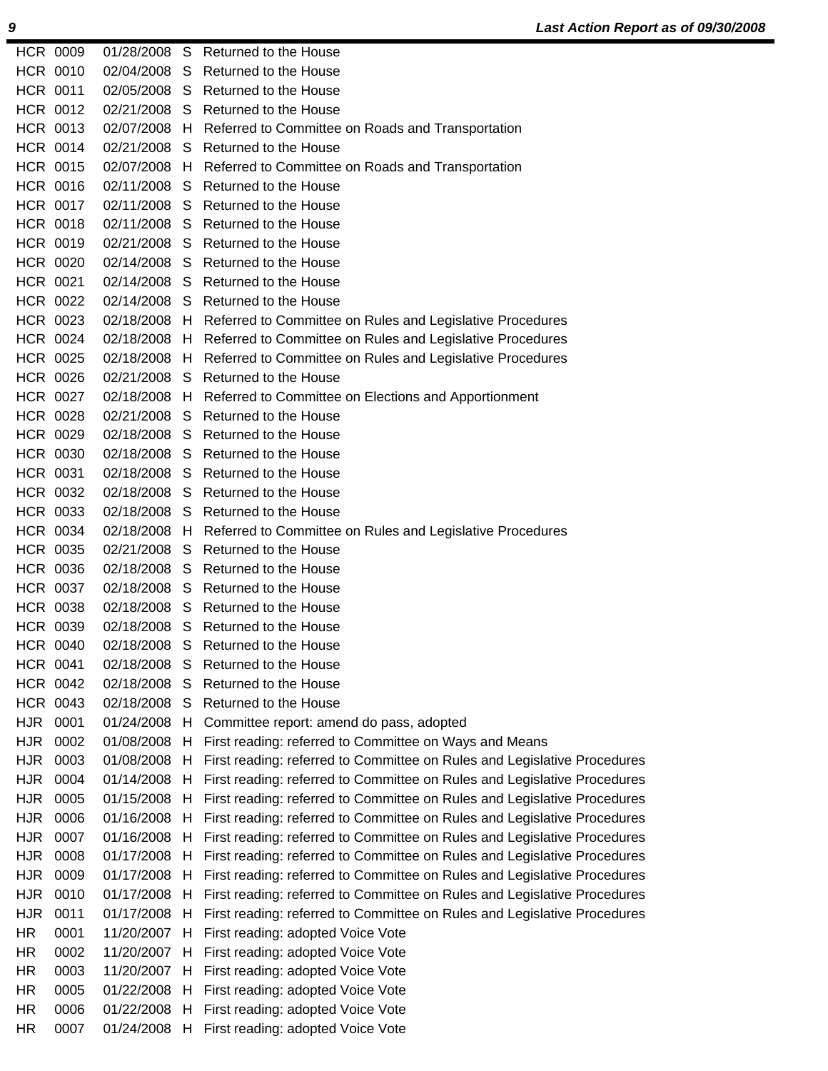| | | | | |
|---|---|---|---|---|
| HCR | 0009 | 01/28/2008 | S | Returned to the House |
| HCR | 0010 | 02/04/2008 | S | Returned to the House |
| HCR | 0011 | 02/05/2008 | S | Returned to the House |
| HCR | 0012 | 02/21/2008 | S | Returned to the House |
| HCR | 0013 | 02/07/2008 | H | Referred to Committee on Roads and Transportation |
| HCR | 0014 | 02/21/2008 | S | Returned to the House |
| HCR | 0015 | 02/07/2008 | H | Referred to Committee on Roads and Transportation |
| HCR | 0016 | 02/11/2008 | S | Returned to the House |
| HCR | 0017 | 02/11/2008 | S | Returned to the House |
| HCR | 0018 | 02/11/2008 | S | Returned to the House |
| HCR | 0019 | 02/21/2008 | S | Returned to the House |
| HCR | 0020 | 02/14/2008 | S | Returned to the House |
| HCR | 0021 | 02/14/2008 | S | Returned to the House |
| HCR | 0022 | 02/14/2008 | S | Returned to the House |
| HCR | 0023 | 02/18/2008 | H | Referred to Committee on Rules and Legislative Procedures |
| HCR | 0024 | 02/18/2008 | H | Referred to Committee on Rules and Legislative Procedures |
| HCR | 0025 | 02/18/2008 | H | Referred to Committee on Rules and Legislative Procedures |
| HCR | 0026 | 02/21/2008 | S | Returned to the House |
| HCR | 0027 | 02/18/2008 | H | Referred to Committee on Elections and Apportionment |
| HCR | 0028 | 02/21/2008 | S | Returned to the House |
| HCR | 0029 | 02/18/2008 | S | Returned to the House |
| HCR | 0030 | 02/18/2008 | S | Returned to the House |
| HCR | 0031 | 02/18/2008 | S | Returned to the House |
| HCR | 0032 | 02/18/2008 | S | Returned to the House |
| HCR | 0033 | 02/18/2008 | S | Returned to the House |
| HCR | 0034 | 02/18/2008 | H | Referred to Committee on Rules and Legislative Procedures |
| HCR | 0035 | 02/21/2008 | S | Returned to the House |
| HCR | 0036 | 02/18/2008 | S | Returned to the House |
| HCR | 0037 | 02/18/2008 | S | Returned to the House |
| HCR | 0038 | 02/18/2008 | S | Returned to the House |
| HCR | 0039 | 02/18/2008 | S | Returned to the House |
| HCR | 0040 | 02/18/2008 | S | Returned to the House |
| HCR | 0041 | 02/18/2008 | S | Returned to the House |
| HCR | 0042 | 02/18/2008 | S | Returned to the House |
| HCR | 0043 | 02/18/2008 | S | Returned to the House |
| HJR | 0001 | 01/24/2008 | H | Committee report: amend do pass, adopted |
| HJR | 0002 | 01/08/2008 | H | First reading: referred to Committee on Ways and Means |
| HJR | 0003 | 01/08/2008 | H | First reading: referred to Committee on Rules and Legislative Procedures |
| HJR | 0004 | 01/14/2008 | H | First reading: referred to Committee on Rules and Legislative Procedures |
| HJR | 0005 | 01/15/2008 | H | First reading: referred to Committee on Rules and Legislative Procedures |
| HJR | 0006 | 01/16/2008 | H | First reading: referred to Committee on Rules and Legislative Procedures |
| HJR | 0007 | 01/16/2008 | H | First reading: referred to Committee on Rules and Legislative Procedures |
| HJR | 0008 | 01/17/2008 | H | First reading: referred to Committee on Rules and Legislative Procedures |
| HJR | 0009 | 01/17/2008 | H | First reading: referred to Committee on Rules and Legislative Procedures |
| HJR | 0010 | 01/17/2008 | H | First reading: referred to Committee on Rules and Legislative Procedures |
| HJR | 0011 | 01/17/2008 | H | First reading: referred to Committee on Rules and Legislative Procedures |
| HR | 0001 | 11/20/2007 | H | First reading: adopted Voice Vote |
| HR | 0002 | 11/20/2007 | H | First reading: adopted Voice Vote |
| HR | 0003 | 11/20/2007 | H | First reading: adopted Voice Vote |
| HR | 0005 | 01/22/2008 | H | First reading: adopted Voice Vote |
| HR | 0006 | 01/22/2008 | H | First reading: adopted Voice Vote |
| HR | 0007 | 01/24/2008 | H | First reading: adopted Voice Vote |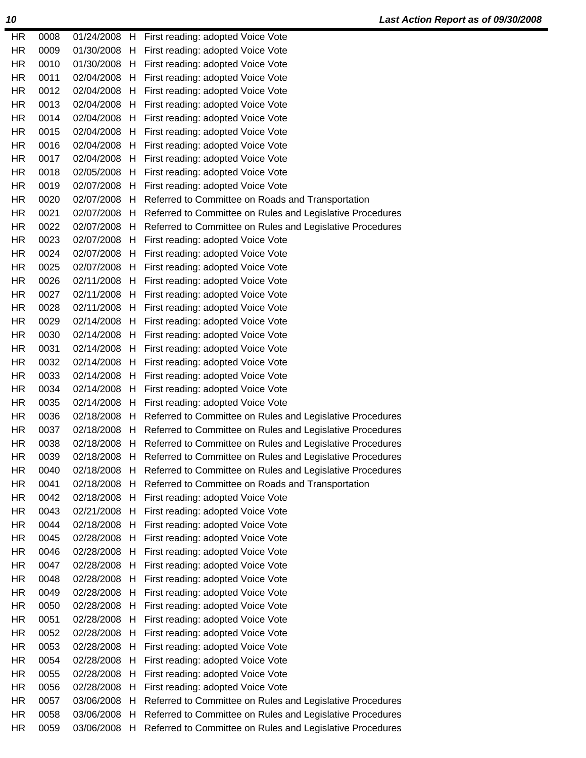| | | | | |
|---|---|---|---|---|
| HR | 0008 | 01/24/2008 | H | First reading: adopted Voice Vote |
| HR | 0009 | 01/30/2008 | H | First reading: adopted Voice Vote |
| HR | 0010 | 01/30/2008 | H | First reading: adopted Voice Vote |
| HR | 0011 | 02/04/2008 | H | First reading: adopted Voice Vote |
| HR | 0012 | 02/04/2008 | H | First reading: adopted Voice Vote |
| HR | 0013 | 02/04/2008 | H | First reading: adopted Voice Vote |
| HR | 0014 | 02/04/2008 | H | First reading: adopted Voice Vote |
| HR | 0015 | 02/04/2008 | H | First reading: adopted Voice Vote |
| HR | 0016 | 02/04/2008 | H | First reading: adopted Voice Vote |
| HR | 0017 | 02/04/2008 | H | First reading: adopted Voice Vote |
| HR | 0018 | 02/05/2008 | H | First reading: adopted Voice Vote |
| HR | 0019 | 02/07/2008 | H | First reading: adopted Voice Vote |
| HR | 0020 | 02/07/2008 | H | Referred to Committee on Roads and Transportation |
| HR | 0021 | 02/07/2008 | H | Referred to Committee on Rules and Legislative Procedures |
| HR | 0022 | 02/07/2008 | H | Referred to Committee on Rules and Legislative Procedures |
| HR | 0023 | 02/07/2008 | H | First reading: adopted Voice Vote |
| HR | 0024 | 02/07/2008 | H | First reading: adopted Voice Vote |
| HR | 0025 | 02/07/2008 | H | First reading: adopted Voice Vote |
| HR | 0026 | 02/11/2008 | H | First reading: adopted Voice Vote |
| HR | 0027 | 02/11/2008 | H | First reading: adopted Voice Vote |
| HR | 0028 | 02/11/2008 | H | First reading: adopted Voice Vote |
| HR | 0029 | 02/14/2008 | H | First reading: adopted Voice Vote |
| HR | 0030 | 02/14/2008 | H | First reading: adopted Voice Vote |
| HR | 0031 | 02/14/2008 | H | First reading: adopted Voice Vote |
| HR | 0032 | 02/14/2008 | H | First reading: adopted Voice Vote |
| HR | 0033 | 02/14/2008 | H | First reading: adopted Voice Vote |
| HR | 0034 | 02/14/2008 | H | First reading: adopted Voice Vote |
| HR | 0035 | 02/14/2008 | H | First reading: adopted Voice Vote |
| HR | 0036 | 02/18/2008 | H | Referred to Committee on Rules and Legislative Procedures |
| HR | 0037 | 02/18/2008 | H | Referred to Committee on Rules and Legislative Procedures |
| HR | 0038 | 02/18/2008 | H | Referred to Committee on Rules and Legislative Procedures |
| HR | 0039 | 02/18/2008 | H | Referred to Committee on Rules and Legislative Procedures |
| HR | 0040 | 02/18/2008 | H | Referred to Committee on Rules and Legislative Procedures |
| HR | 0041 | 02/18/2008 | H | Referred to Committee on Roads and Transportation |
| HR | 0042 | 02/18/2008 | H | First reading: adopted Voice Vote |
| HR | 0043 | 02/21/2008 | H | First reading: adopted Voice Vote |
| HR | 0044 | 02/18/2008 | H | First reading: adopted Voice Vote |
| HR | 0045 | 02/28/2008 | H | First reading: adopted Voice Vote |
| HR | 0046 | 02/28/2008 | H | First reading: adopted Voice Vote |
| HR | 0047 | 02/28/2008 | H | First reading: adopted Voice Vote |
| HR | 0048 | 02/28/2008 | H | First reading: adopted Voice Vote |
| HR | 0049 | 02/28/2008 | H | First reading: adopted Voice Vote |
| HR | 0050 | 02/28/2008 | H | First reading: adopted Voice Vote |
| HR | 0051 | 02/28/2008 | H | First reading: adopted Voice Vote |
| HR | 0052 | 02/28/2008 | H | First reading: adopted Voice Vote |
| HR | 0053 | 02/28/2008 | H | First reading: adopted Voice Vote |
| HR | 0054 | 02/28/2008 | H | First reading: adopted Voice Vote |
| HR | 0055 | 02/28/2008 | H | First reading: adopted Voice Vote |
| HR | 0056 | 02/28/2008 | H | First reading: adopted Voice Vote |
| HR | 0057 | 03/06/2008 | H | Referred to Committee on Rules and Legislative Procedures |
| HR | 0058 | 03/06/2008 | H | Referred to Committee on Rules and Legislative Procedures |
| HR | 0059 | 03/06/2008 | H | Referred to Committee on Rules and Legislative Procedures |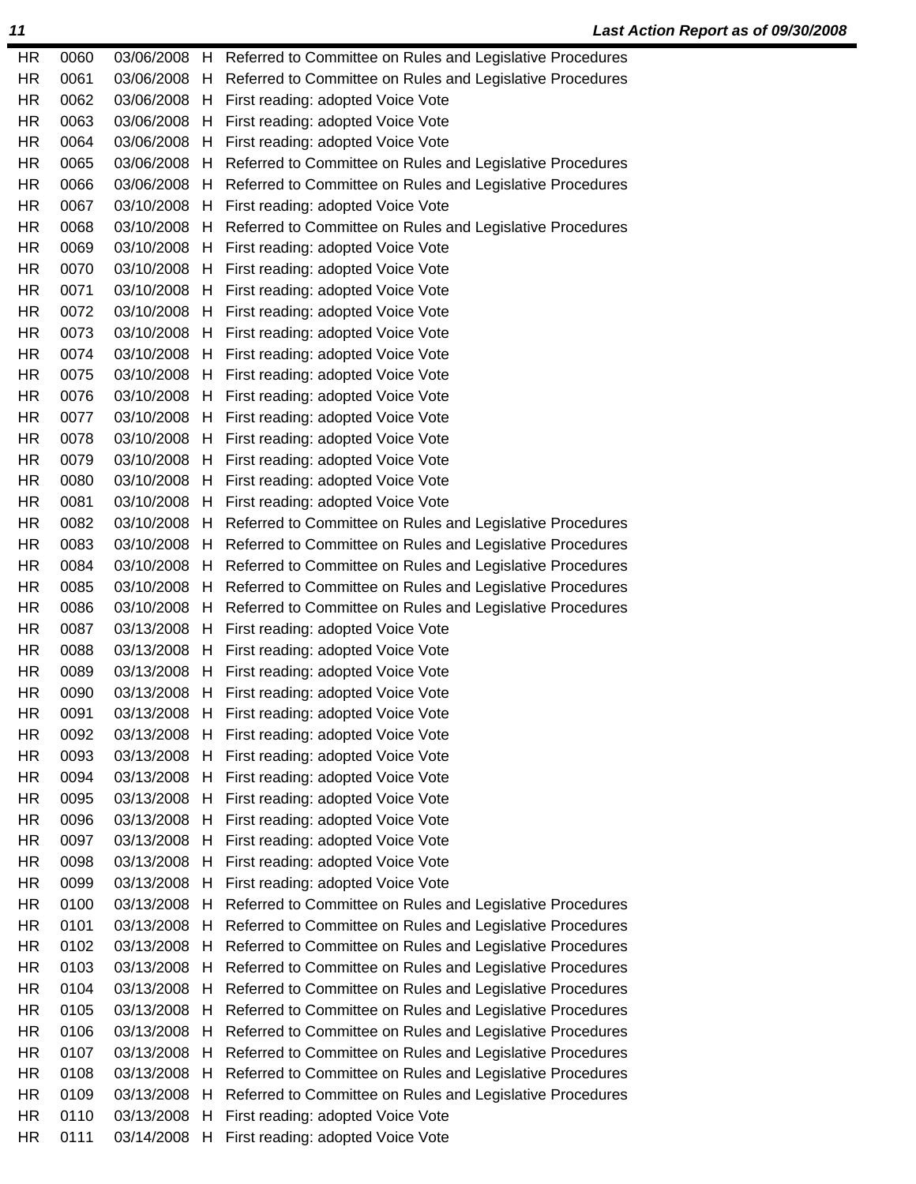| | | | | |
|---|---|---|---|---|
| HR | 0060 | 03/06/2008 | H | Referred to Committee on Rules and Legislative Procedures |
| HR | 0061 | 03/06/2008 | H | Referred to Committee on Rules and Legislative Procedures |
| HR | 0062 | 03/06/2008 | H | First reading: adopted Voice Vote |
| HR | 0063 | 03/06/2008 | H | First reading: adopted Voice Vote |
| HR | 0064 | 03/06/2008 | H | First reading: adopted Voice Vote |
| HR | 0065 | 03/06/2008 | H | Referred to Committee on Rules and Legislative Procedures |
| HR | 0066 | 03/06/2008 | H | Referred to Committee on Rules and Legislative Procedures |
| HR | 0067 | 03/10/2008 | H | First reading: adopted Voice Vote |
| HR | 0068 | 03/10/2008 | H | Referred to Committee on Rules and Legislative Procedures |
| HR | 0069 | 03/10/2008 | H | First reading: adopted Voice Vote |
| HR | 0070 | 03/10/2008 | H | First reading: adopted Voice Vote |
| HR | 0071 | 03/10/2008 | H | First reading: adopted Voice Vote |
| HR | 0072 | 03/10/2008 | H | First reading: adopted Voice Vote |
| HR | 0073 | 03/10/2008 | H | First reading: adopted Voice Vote |
| HR | 0074 | 03/10/2008 | H | First reading: adopted Voice Vote |
| HR | 0075 | 03/10/2008 | H | First reading: adopted Voice Vote |
| HR | 0076 | 03/10/2008 | H | First reading: adopted Voice Vote |
| HR | 0077 | 03/10/2008 | H | First reading: adopted Voice Vote |
| HR | 0078 | 03/10/2008 | H | First reading: adopted Voice Vote |
| HR | 0079 | 03/10/2008 | H | First reading: adopted Voice Vote |
| HR | 0080 | 03/10/2008 | H | First reading: adopted Voice Vote |
| HR | 0081 | 03/10/2008 | H | First reading: adopted Voice Vote |
| HR | 0082 | 03/10/2008 | H | Referred to Committee on Rules and Legislative Procedures |
| HR | 0083 | 03/10/2008 | H | Referred to Committee on Rules and Legislative Procedures |
| HR | 0084 | 03/10/2008 | H | Referred to Committee on Rules and Legislative Procedures |
| HR | 0085 | 03/10/2008 | H | Referred to Committee on Rules and Legislative Procedures |
| HR | 0086 | 03/10/2008 | H | Referred to Committee on Rules and Legislative Procedures |
| HR | 0087 | 03/13/2008 | H | First reading: adopted Voice Vote |
| HR | 0088 | 03/13/2008 | H | First reading: adopted Voice Vote |
| HR | 0089 | 03/13/2008 | H | First reading: adopted Voice Vote |
| HR | 0090 | 03/13/2008 | H | First reading: adopted Voice Vote |
| HR | 0091 | 03/13/2008 | H | First reading: adopted Voice Vote |
| HR | 0092 | 03/13/2008 | H | First reading: adopted Voice Vote |
| HR | 0093 | 03/13/2008 | H | First reading: adopted Voice Vote |
| HR | 0094 | 03/13/2008 | H | First reading: adopted Voice Vote |
| HR | 0095 | 03/13/2008 | H | First reading: adopted Voice Vote |
| HR | 0096 | 03/13/2008 | H | First reading: adopted Voice Vote |
| HR | 0097 | 03/13/2008 | H | First reading: adopted Voice Vote |
| HR | 0098 | 03/13/2008 | H | First reading: adopted Voice Vote |
| HR | 0099 | 03/13/2008 | H | First reading: adopted Voice Vote |
| HR | 0100 | 03/13/2008 | H | Referred to Committee on Rules and Legislative Procedures |
| HR | 0101 | 03/13/2008 | H | Referred to Committee on Rules and Legislative Procedures |
| HR | 0102 | 03/13/2008 | H | Referred to Committee on Rules and Legislative Procedures |
| HR | 0103 | 03/13/2008 | H | Referred to Committee on Rules and Legislative Procedures |
| HR | 0104 | 03/13/2008 | H | Referred to Committee on Rules and Legislative Procedures |
| HR | 0105 | 03/13/2008 | H | Referred to Committee on Rules and Legislative Procedures |
| HR | 0106 | 03/13/2008 | H | Referred to Committee on Rules and Legislative Procedures |
| HR | 0107 | 03/13/2008 | H | Referred to Committee on Rules and Legislative Procedures |
| HR | 0108 | 03/13/2008 | H | Referred to Committee on Rules and Legislative Procedures |
| HR | 0109 | 03/13/2008 | H | Referred to Committee on Rules and Legislative Procedures |
| HR | 0110 | 03/13/2008 | H | First reading: adopted Voice Vote |
| HR | 0111 | 03/14/2008 | H | First reading: adopted Voice Vote |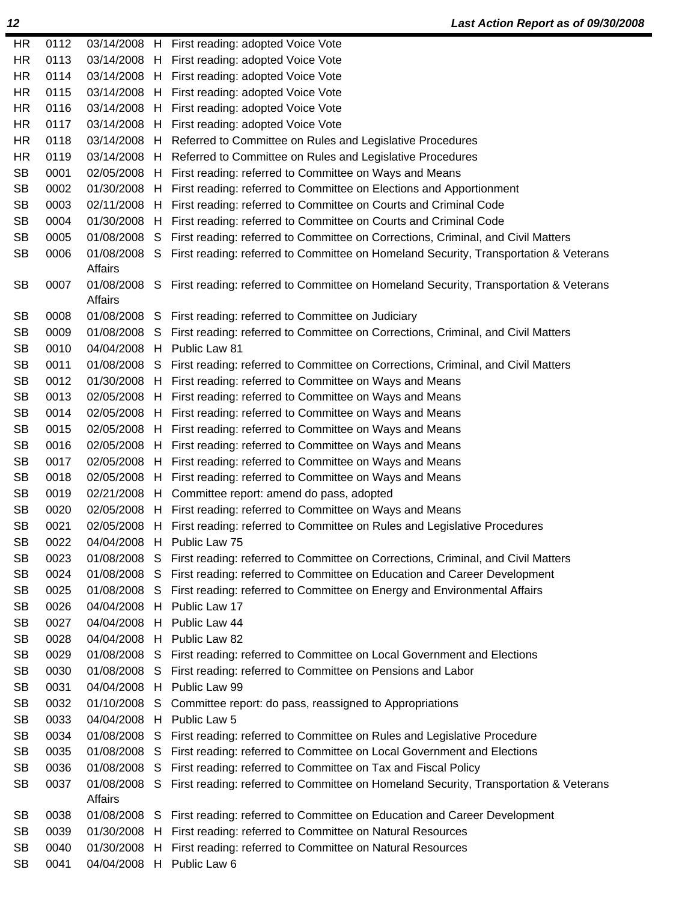| | | | | |
|---|---|---|---|---|
| HR | 0112 | 03/14/2008 | H | First reading: adopted Voice Vote |
| HR | 0113 | 03/14/2008 | H | First reading: adopted Voice Vote |
| HR | 0114 | 03/14/2008 | H | First reading: adopted Voice Vote |
| HR | 0115 | 03/14/2008 | H | First reading: adopted Voice Vote |
| HR | 0116 | 03/14/2008 | H | First reading: adopted Voice Vote |
| HR | 0117 | 03/14/2008 | H | First reading: adopted Voice Vote |
| HR | 0118 | 03/14/2008 | H | Referred to Committee on Rules and Legislative Procedures |
| HR | 0119 | 03/14/2008 | H | Referred to Committee on Rules and Legislative Procedures |
| SB | 0001 | 02/05/2008 | H | First reading: referred to Committee on Ways and Means |
| SB | 0002 | 01/30/2008 | H | First reading: referred to Committee on Elections and Apportionment |
| SB | 0003 | 02/11/2008 | H | First reading: referred to Committee on Courts and Criminal Code |
| SB | 0004 | 01/30/2008 | H | First reading: referred to Committee on Courts and Criminal Code |
| SB | 0005 | 01/08/2008 | S | First reading: referred to Committee on Corrections, Criminal, and Civil Matters |
| SB | 0006 | 01/08/2008 | S | First reading: referred to Committee on Homeland Security, Transportation & Veterans Affairs |
| SB | 0007 | 01/08/2008 | S | First reading: referred to Committee on Homeland Security, Transportation & Veterans Affairs |
| SB | 0008 | 01/08/2008 | S | First reading: referred to Committee on Judiciary |
| SB | 0009 | 01/08/2008 | S | First reading: referred to Committee on Corrections, Criminal, and Civil Matters |
| SB | 0010 | 04/04/2008 | H | Public Law 81 |
| SB | 0011 | 01/08/2008 | S | First reading: referred to Committee on Corrections, Criminal, and Civil Matters |
| SB | 0012 | 01/30/2008 | H | First reading: referred to Committee on Ways and Means |
| SB | 0013 | 02/05/2008 | H | First reading: referred to Committee on Ways and Means |
| SB | 0014 | 02/05/2008 | H | First reading: referred to Committee on Ways and Means |
| SB | 0015 | 02/05/2008 | H | First reading: referred to Committee on Ways and Means |
| SB | 0016 | 02/05/2008 | H | First reading: referred to Committee on Ways and Means |
| SB | 0017 | 02/05/2008 | H | First reading: referred to Committee on Ways and Means |
| SB | 0018 | 02/05/2008 | H | First reading: referred to Committee on Ways and Means |
| SB | 0019 | 02/21/2008 | H | Committee report: amend do pass, adopted |
| SB | 0020 | 02/05/2008 | H | First reading: referred to Committee on Ways and Means |
| SB | 0021 | 02/05/2008 | H | First reading: referred to Committee on Rules and Legislative Procedures |
| SB | 0022 | 04/04/2008 | H | Public Law 75 |
| SB | 0023 | 01/08/2008 | S | First reading: referred to Committee on Corrections, Criminal, and Civil Matters |
| SB | 0024 | 01/08/2008 | S | First reading: referred to Committee on Education and Career Development |
| SB | 0025 | 01/08/2008 | S | First reading: referred to Committee on Energy and Environmental Affairs |
| SB | 0026 | 04/04/2008 | H | Public Law 17 |
| SB | 0027 | 04/04/2008 | H | Public Law 44 |
| SB | 0028 | 04/04/2008 | H | Public Law 82 |
| SB | 0029 | 01/08/2008 | S | First reading: referred to Committee on Local Government and Elections |
| SB | 0030 | 01/08/2008 | S | First reading: referred to Committee on Pensions and Labor |
| SB | 0031 | 04/04/2008 | H | Public Law 99 |
| SB | 0032 | 01/10/2008 | S | Committee report: do pass, reassigned to Appropriations |
| SB | 0033 | 04/04/2008 | H | Public Law 5 |
| SB | 0034 | 01/08/2008 | S | First reading: referred to Committee on Rules and Legislative Procedure |
| SB | 0035 | 01/08/2008 | S | First reading: referred to Committee on Local Government and Elections |
| SB | 0036 | 01/08/2008 | S | First reading: referred to Committee on Tax and Fiscal Policy |
| SB | 0037 | 01/08/2008 | S | First reading: referred to Committee on Homeland Security, Transportation & Veterans Affairs |
| SB | 0038 | 01/08/2008 | S | First reading: referred to Committee on Education and Career Development |
| SB | 0039 | 01/30/2008 | H | First reading: referred to Committee on Natural Resources |
| SB | 0040 | 01/30/2008 | H | First reading: referred to Committee on Natural Resources |
| SB | 0041 | 04/04/2008 | H | Public Law 6 |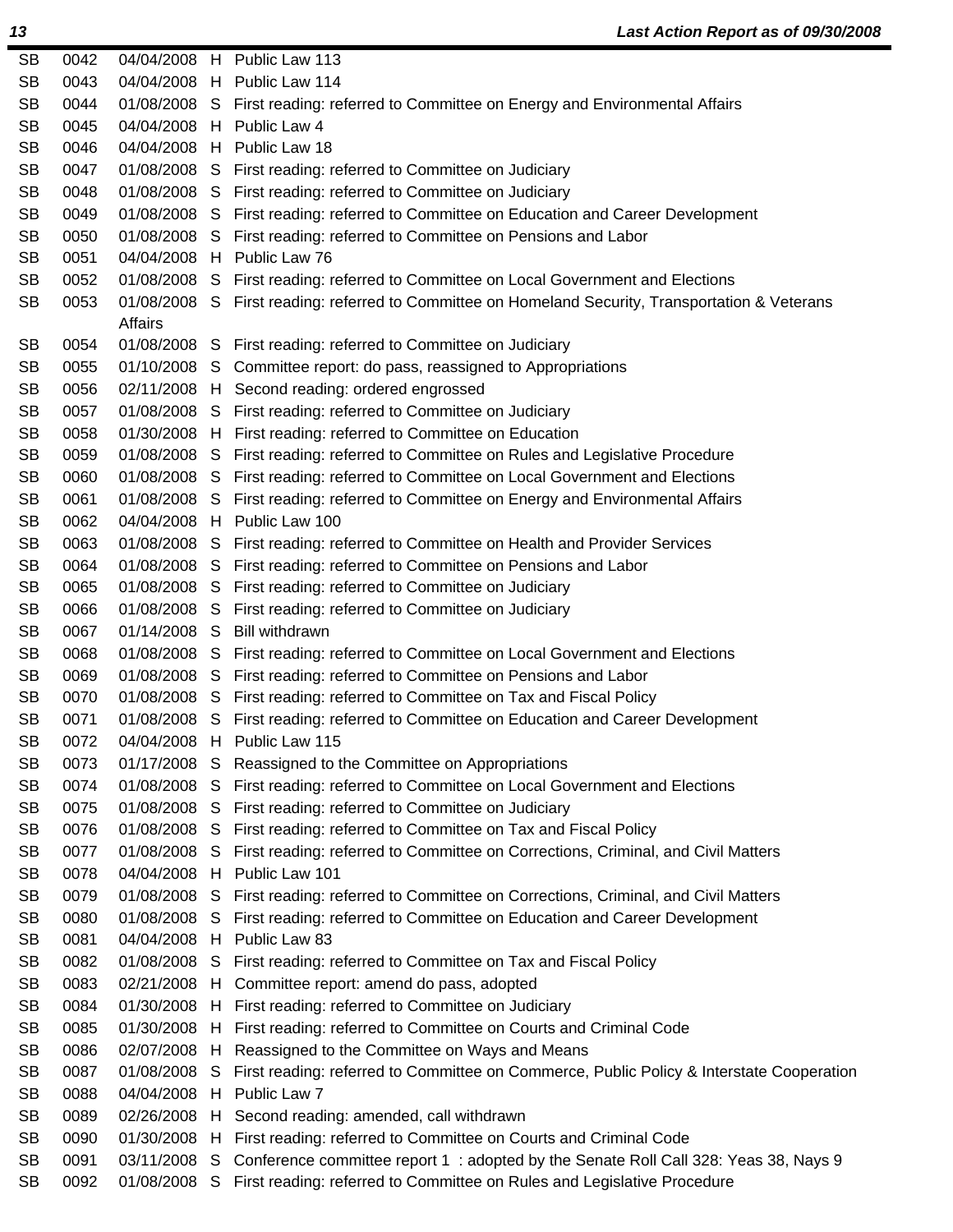| | | | | |
|---|---|---|---|---|
| SB | 0042 | 04/04/2008 | H | Public Law 113 |
| SB | 0043 | 04/04/2008 | H | Public Law 114 |
| SB | 0044 | 01/08/2008 | S | First reading: referred to Committee on Energy and Environmental Affairs |
| SB | 0045 | 04/04/2008 | H | Public Law 4 |
| SB | 0046 | 04/04/2008 | H | Public Law 18 |
| SB | 0047 | 01/08/2008 | S | First reading: referred to Committee on Judiciary |
| SB | 0048 | 01/08/2008 | S | First reading: referred to Committee on Judiciary |
| SB | 0049 | 01/08/2008 | S | First reading: referred to Committee on Education and Career Development |
| SB | 0050 | 01/08/2008 | S | First reading: referred to Committee on Pensions and Labor |
| SB | 0051 | 04/04/2008 | H | Public Law 76 |
| SB | 0052 | 01/08/2008 | S | First reading: referred to Committee on Local Government and Elections |
| SB | 0053 | 01/08/2008 | S | First reading: referred to Committee on Homeland Security, Transportation & Veterans Affairs |
| SB | 0054 | 01/08/2008 | S | First reading: referred to Committee on Judiciary |
| SB | 0055 | 01/10/2008 | S | Committee report: do pass, reassigned to Appropriations |
| SB | 0056 | 02/11/2008 | H | Second reading: ordered engrossed |
| SB | 0057 | 01/08/2008 | S | First reading: referred to Committee on Judiciary |
| SB | 0058 | 01/30/2008 | H | First reading: referred to Committee on Education |
| SB | 0059 | 01/08/2008 | S | First reading: referred to Committee on Rules and Legislative Procedure |
| SB | 0060 | 01/08/2008 | S | First reading: referred to Committee on Local Government and Elections |
| SB | 0061 | 01/08/2008 | S | First reading: referred to Committee on Energy and Environmental Affairs |
| SB | 0062 | 04/04/2008 | H | Public Law 100 |
| SB | 0063 | 01/08/2008 | S | First reading: referred to Committee on Health and Provider Services |
| SB | 0064 | 01/08/2008 | S | First reading: referred to Committee on Pensions and Labor |
| SB | 0065 | 01/08/2008 | S | First reading: referred to Committee on Judiciary |
| SB | 0066 | 01/08/2008 | S | First reading: referred to Committee on Judiciary |
| SB | 0067 | 01/14/2008 | S | Bill withdrawn |
| SB | 0068 | 01/08/2008 | S | First reading: referred to Committee on Local Government and Elections |
| SB | 0069 | 01/08/2008 | S | First reading: referred to Committee on Pensions and Labor |
| SB | 0070 | 01/08/2008 | S | First reading: referred to Committee on Tax and Fiscal Policy |
| SB | 0071 | 01/08/2008 | S | First reading: referred to Committee on Education and Career Development |
| SB | 0072 | 04/04/2008 | H | Public Law 115 |
| SB | 0073 | 01/17/2008 | S | Reassigned to the Committee on Appropriations |
| SB | 0074 | 01/08/2008 | S | First reading: referred to Committee on Local Government and Elections |
| SB | 0075 | 01/08/2008 | S | First reading: referred to Committee on Judiciary |
| SB | 0076 | 01/08/2008 | S | First reading: referred to Committee on Tax and Fiscal Policy |
| SB | 0077 | 01/08/2008 | S | First reading: referred to Committee on Corrections, Criminal, and Civil Matters |
| SB | 0078 | 04/04/2008 | H | Public Law 101 |
| SB | 0079 | 01/08/2008 | S | First reading: referred to Committee on Corrections, Criminal, and Civil Matters |
| SB | 0080 | 01/08/2008 | S | First reading: referred to Committee on Education and Career Development |
| SB | 0081 | 04/04/2008 | H | Public Law 83 |
| SB | 0082 | 01/08/2008 | S | First reading: referred to Committee on Tax and Fiscal Policy |
| SB | 0083 | 02/21/2008 | H | Committee report: amend do pass, adopted |
| SB | 0084 | 01/30/2008 | H | First reading: referred to Committee on Judiciary |
| SB | 0085 | 01/30/2008 | H | First reading: referred to Committee on Courts and Criminal Code |
| SB | 0086 | 02/07/2008 | H | Reassigned to the Committee on Ways and Means |
| SB | 0087 | 01/08/2008 | S | First reading: referred to Committee on Commerce, Public Policy & Interstate Cooperation |
| SB | 0088 | 04/04/2008 | H | Public Law 7 |
| SB | 0089 | 02/26/2008 | H | Second reading: amended, call withdrawn |
| SB | 0090 | 01/30/2008 | H | First reading: referred to Committee on Courts and Criminal Code |
| SB | 0091 | 03/11/2008 | S | Conference committee report 1 : adopted by the Senate Roll Call 328: Yeas 38, Nays 9 |
| SB | 0092 | 01/08/2008 | S | First reading: referred to Committee on Rules and Legislative Procedure |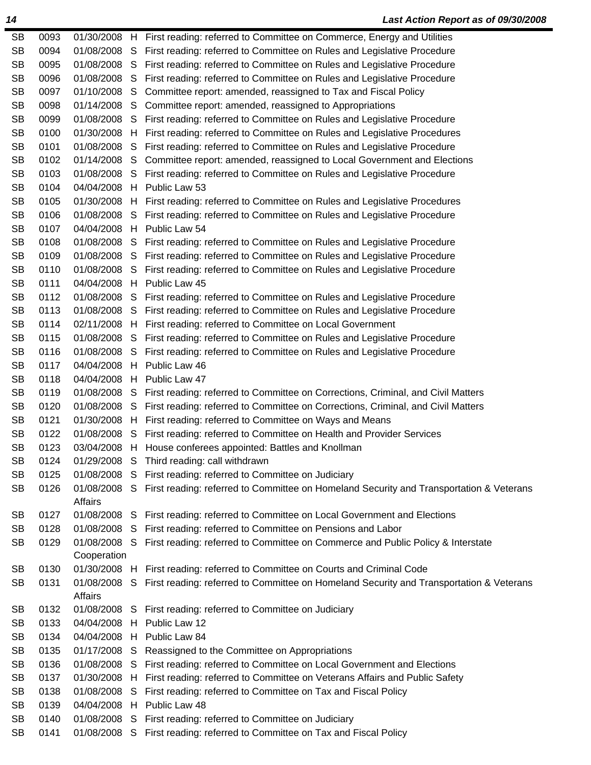| | | | | |
|---|---|---|---|---|
| SB | 0093 | 01/30/2008 | H | First reading: referred to Committee on Commerce, Energy and Utilities |
| SB | 0094 | 01/08/2008 | S | First reading: referred to Committee on Rules and Legislative Procedure |
| SB | 0095 | 01/08/2008 | S | First reading: referred to Committee on Rules and Legislative Procedure |
| SB | 0096 | 01/08/2008 | S | First reading: referred to Committee on Rules and Legislative Procedure |
| SB | 0097 | 01/10/2008 | S | Committee report: amended, reassigned to Tax and Fiscal Policy |
| SB | 0098 | 01/14/2008 | S | Committee report: amended, reassigned to Appropriations |
| SB | 0099 | 01/08/2008 | S | First reading: referred to Committee on Rules and Legislative Procedure |
| SB | 0100 | 01/30/2008 | H | First reading: referred to Committee on Rules and Legislative Procedures |
| SB | 0101 | 01/08/2008 | S | First reading: referred to Committee on Rules and Legislative Procedure |
| SB | 0102 | 01/14/2008 | S | Committee report: amended, reassigned to Local Government and Elections |
| SB | 0103 | 01/08/2008 | S | First reading: referred to Committee on Rules and Legislative Procedure |
| SB | 0104 | 04/04/2008 | H | Public Law 53 |
| SB | 0105 | 01/30/2008 | H | First reading: referred to Committee on Rules and Legislative Procedures |
| SB | 0106 | 01/08/2008 | S | First reading: referred to Committee on Rules and Legislative Procedure |
| SB | 0107 | 04/04/2008 | H | Public Law 54 |
| SB | 0108 | 01/08/2008 | S | First reading: referred to Committee on Rules and Legislative Procedure |
| SB | 0109 | 01/08/2008 | S | First reading: referred to Committee on Rules and Legislative Procedure |
| SB | 0110 | 01/08/2008 | S | First reading: referred to Committee on Rules and Legislative Procedure |
| SB | 0111 | 04/04/2008 | H | Public Law 45 |
| SB | 0112 | 01/08/2008 | S | First reading: referred to Committee on Rules and Legislative Procedure |
| SB | 0113 | 01/08/2008 | S | First reading: referred to Committee on Rules and Legislative Procedure |
| SB | 0114 | 02/11/2008 | H | First reading: referred to Committee on Local Government |
| SB | 0115 | 01/08/2008 | S | First reading: referred to Committee on Rules and Legislative Procedure |
| SB | 0116 | 01/08/2008 | S | First reading: referred to Committee on Rules and Legislative Procedure |
| SB | 0117 | 04/04/2008 | H | Public Law 46 |
| SB | 0118 | 04/04/2008 | H | Public Law 47 |
| SB | 0119 | 01/08/2008 | S | First reading: referred to Committee on Corrections, Criminal, and Civil Matters |
| SB | 0120 | 01/08/2008 | S | First reading: referred to Committee on Corrections, Criminal, and Civil Matters |
| SB | 0121 | 01/30/2008 | H | First reading: referred to Committee on Ways and Means |
| SB | 0122 | 01/08/2008 | S | First reading: referred to Committee on Health and Provider Services |
| SB | 0123 | 03/04/2008 | H | House conferees appointed: Battles and Knollman |
| SB | 0124 | 01/29/2008 | S | Third reading: call withdrawn |
| SB | 0125 | 01/08/2008 | S | First reading: referred to Committee on Judiciary |
| SB | 0126 | 01/08/2008 | S | First reading: referred to Committee on Homeland Security and Transportation & Veterans Affairs |
| SB | 0127 | 01/08/2008 | S | First reading: referred to Committee on Local Government and Elections |
| SB | 0128 | 01/08/2008 | S | First reading: referred to Committee on Pensions and Labor |
| SB | 0129 | 01/08/2008 | S | First reading: referred to Committee on Commerce and Public Policy & Interstate Cooperation |
| SB | 0130 | 01/30/2008 | H | First reading: referred to Committee on Courts and Criminal Code |
| SB | 0131 | 01/08/2008 | S | First reading: referred to Committee on Homeland Security and Transportation & Veterans Affairs |
| SB | 0132 | 01/08/2008 | S | First reading: referred to Committee on Judiciary |
| SB | 0133 | 04/04/2008 | H | Public Law 12 |
| SB | 0134 | 04/04/2008 | H | Public Law 84 |
| SB | 0135 | 01/17/2008 | S | Reassigned to the Committee on Appropriations |
| SB | 0136 | 01/08/2008 | S | First reading: referred to Committee on Local Government and Elections |
| SB | 0137 | 01/30/2008 | H | First reading: referred to Committee on Veterans Affairs and Public Safety |
| SB | 0138 | 01/08/2008 | S | First reading: referred to Committee on Tax and Fiscal Policy |
| SB | 0139 | 04/04/2008 | H | Public Law 48 |
| SB | 0140 | 01/08/2008 | S | First reading: referred to Committee on Judiciary |
| SB | 0141 | 01/08/2008 | S | First reading: referred to Committee on Tax and Fiscal Policy |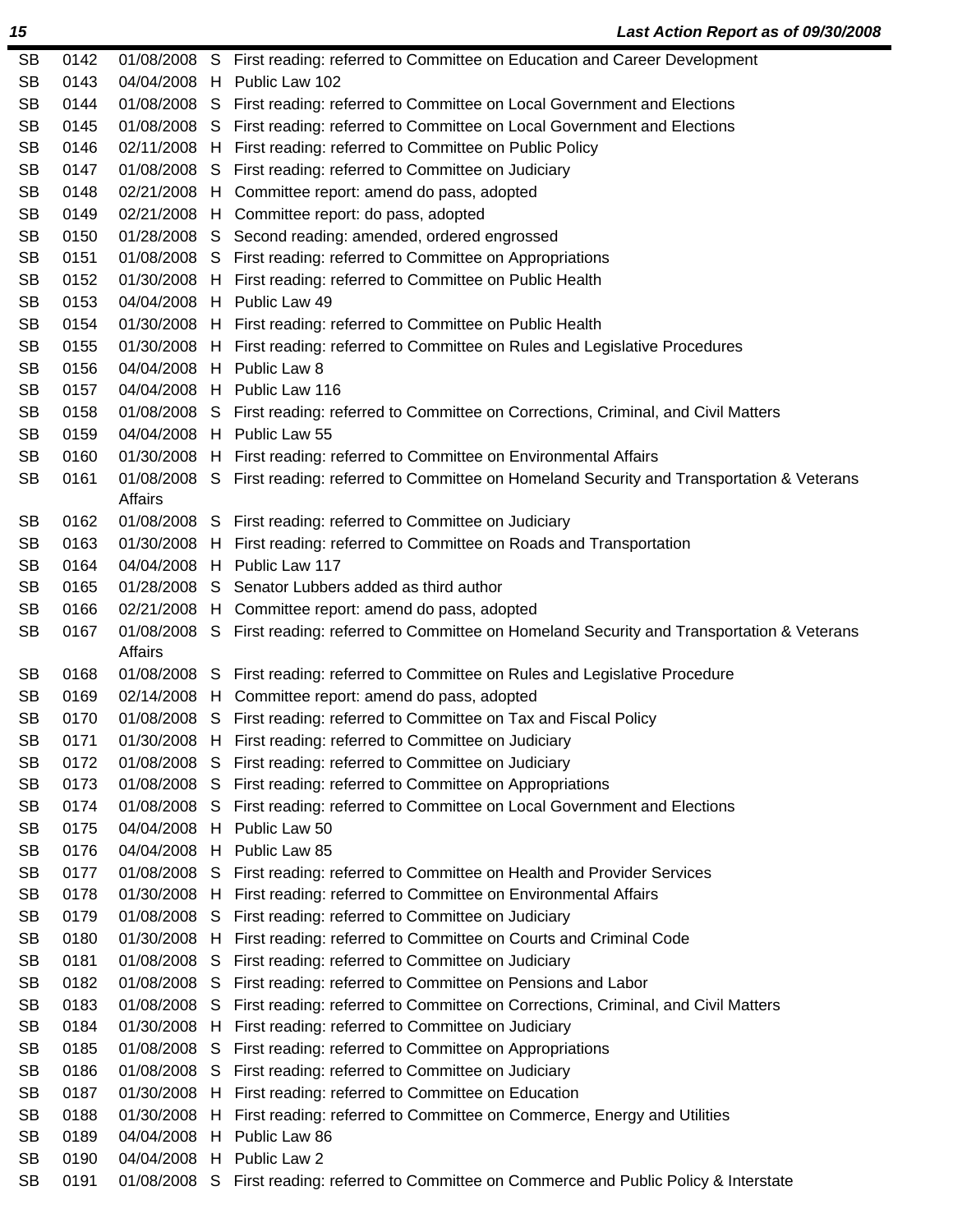| | | | | |
|---|---|---|---|---|
| SB | 0142 | 01/08/2008 | S | First reading: referred to Committee on Education and Career Development |
| SB | 0143 | 04/04/2008 | H | Public Law 102 |
| SB | 0144 | 01/08/2008 | S | First reading: referred to Committee on Local Government and Elections |
| SB | 0145 | 01/08/2008 | S | First reading: referred to Committee on Local Government and Elections |
| SB | 0146 | 02/11/2008 | H | First reading: referred to Committee on Public Policy |
| SB | 0147 | 01/08/2008 | S | First reading: referred to Committee on Judiciary |
| SB | 0148 | 02/21/2008 | H | Committee report: amend do pass, adopted |
| SB | 0149 | 02/21/2008 | H | Committee report: do pass, adopted |
| SB | 0150 | 01/28/2008 | S | Second reading: amended, ordered engrossed |
| SB | 0151 | 01/08/2008 | S | First reading: referred to Committee on Appropriations |
| SB | 0152 | 01/30/2008 | H | First reading: referred to Committee on Public Health |
| SB | 0153 | 04/04/2008 | H | Public Law 49 |
| SB | 0154 | 01/30/2008 | H | First reading: referred to Committee on Public Health |
| SB | 0155 | 01/30/2008 | H | First reading: referred to Committee on Rules and Legislative Procedures |
| SB | 0156 | 04/04/2008 | H | Public Law 8 |
| SB | 0157 | 04/04/2008 | H | Public Law 116 |
| SB | 0158 | 01/08/2008 | S | First reading: referred to Committee on Corrections, Criminal, and Civil Matters |
| SB | 0159 | 04/04/2008 | H | Public Law 55 |
| SB | 0160 | 01/30/2008 | H | First reading: referred to Committee on Environmental Affairs |
| SB | 0161 | 01/08/2008 | S | First reading: referred to Committee on Homeland Security and Transportation & Veterans Affairs |
| SB | 0162 | 01/08/2008 | S | First reading: referred to Committee on Judiciary |
| SB | 0163 | 01/30/2008 | H | First reading: referred to Committee on Roads and Transportation |
| SB | 0164 | 04/04/2008 | H | Public Law 117 |
| SB | 0165 | 01/28/2008 | S | Senator Lubbers added as third author |
| SB | 0166 | 02/21/2008 | H | Committee report: amend do pass, adopted |
| SB | 0167 | 01/08/2008 | S | First reading: referred to Committee on Homeland Security and Transportation & Veterans Affairs |
| SB | 0168 | 01/08/2008 | S | First reading: referred to Committee on Rules and Legislative Procedure |
| SB | 0169 | 02/14/2008 | H | Committee report: amend do pass, adopted |
| SB | 0170 | 01/08/2008 | S | First reading: referred to Committee on Tax and Fiscal Policy |
| SB | 0171 | 01/30/2008 | H | First reading: referred to Committee on Judiciary |
| SB | 0172 | 01/08/2008 | S | First reading: referred to Committee on Judiciary |
| SB | 0173 | 01/08/2008 | S | First reading: referred to Committee on Appropriations |
| SB | 0174 | 01/08/2008 | S | First reading: referred to Committee on Local Government and Elections |
| SB | 0175 | 04/04/2008 | H | Public Law 50 |
| SB | 0176 | 04/04/2008 | H | Public Law 85 |
| SB | 0177 | 01/08/2008 | S | First reading: referred to Committee on Health and Provider Services |
| SB | 0178 | 01/30/2008 | H | First reading: referred to Committee on Environmental Affairs |
| SB | 0179 | 01/08/2008 | S | First reading: referred to Committee on Judiciary |
| SB | 0180 | 01/30/2008 | H | First reading: referred to Committee on Courts and Criminal Code |
| SB | 0181 | 01/08/2008 | S | First reading: referred to Committee on Judiciary |
| SB | 0182 | 01/08/2008 | S | First reading: referred to Committee on Pensions and Labor |
| SB | 0183 | 01/08/2008 | S | First reading: referred to Committee on Corrections, Criminal, and Civil Matters |
| SB | 0184 | 01/30/2008 | H | First reading: referred to Committee on Judiciary |
| SB | 0185 | 01/08/2008 | S | First reading: referred to Committee on Appropriations |
| SB | 0186 | 01/08/2008 | S | First reading: referred to Committee on Judiciary |
| SB | 0187 | 01/30/2008 | H | First reading: referred to Committee on Education |
| SB | 0188 | 01/30/2008 | H | First reading: referred to Committee on Commerce, Energy and Utilities |
| SB | 0189 | 04/04/2008 | H | Public Law 86 |
| SB | 0190 | 04/04/2008 | H | Public Law 2 |
| SB | 0191 | 01/08/2008 | S | First reading: referred to Committee on Commerce and Public Policy & Interstate |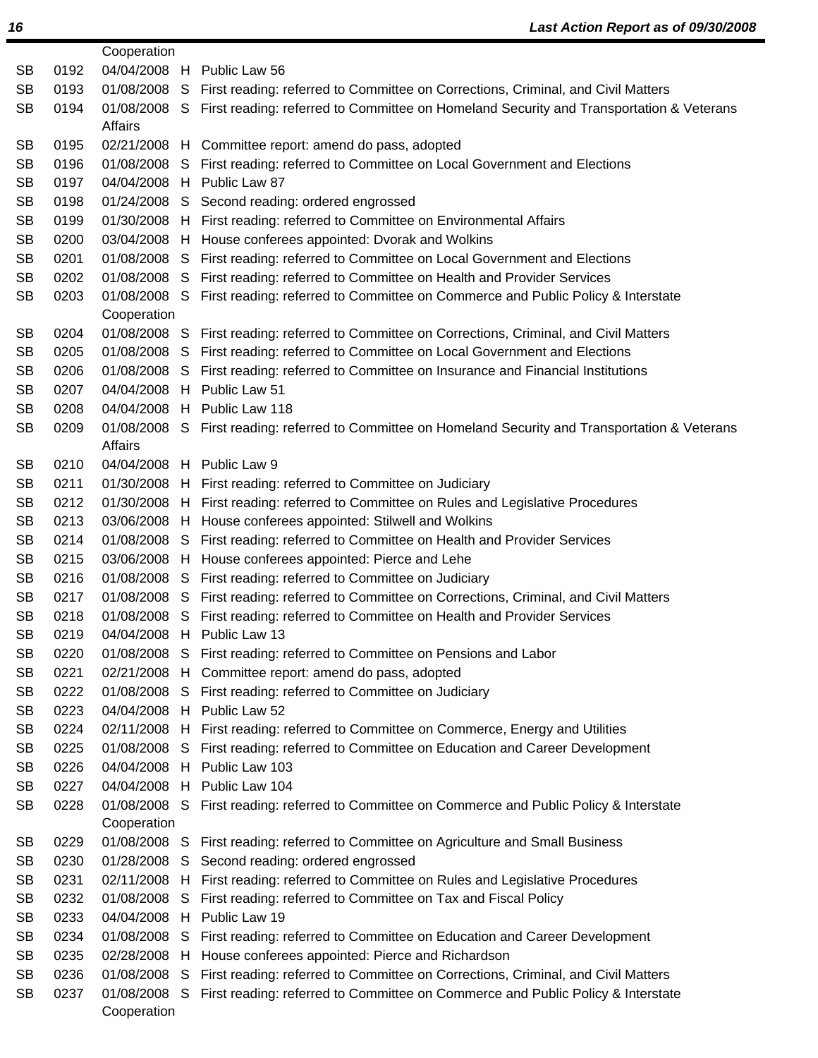| | | | | |
|---|---|---|---|---|
| | | Cooperation | | |
| SB | 0192 | 04/04/2008 | H | Public Law 56 |
| SB | 0193 | 01/08/2008 | S | First reading: referred to Committee on Corrections, Criminal, and Civil Matters |
| SB | 0194 | 01/08/2008 | S | First reading: referred to Committee on Homeland Security and Transportation & Veterans Affairs |
| SB | 0195 | 02/21/2008 | H | Committee report: amend do pass, adopted |
| SB | 0196 | 01/08/2008 | S | First reading: referred to Committee on Local Government and Elections |
| SB | 0197 | 04/04/2008 | H | Public Law 87 |
| SB | 0198 | 01/24/2008 | S | Second reading: ordered engrossed |
| SB | 0199 | 01/30/2008 | H | First reading: referred to Committee on Environmental Affairs |
| SB | 0200 | 03/04/2008 | H | House conferees appointed: Dvorak and Wolkins |
| SB | 0201 | 01/08/2008 | S | First reading: referred to Committee on Local Government and Elections |
| SB | 0202 | 01/08/2008 | S | First reading: referred to Committee on Health and Provider Services |
| SB | 0203 | 01/08/2008 | S | First reading: referred to Committee on Commerce and Public Policy & Interstate Cooperation |
| SB | 0204 | 01/08/2008 | S | First reading: referred to Committee on Corrections, Criminal, and Civil Matters |
| SB | 0205 | 01/08/2008 | S | First reading: referred to Committee on Local Government and Elections |
| SB | 0206 | 01/08/2008 | S | First reading: referred to Committee on Insurance and Financial Institutions |
| SB | 0207 | 04/04/2008 | H | Public Law 51 |
| SB | 0208 | 04/04/2008 | H | Public Law 118 |
| SB | 0209 | 01/08/2008 | S | First reading: referred to Committee on Homeland Security and Transportation & Veterans Affairs |
| SB | 0210 | 04/04/2008 | H | Public Law 9 |
| SB | 0211 | 01/30/2008 | H | First reading: referred to Committee on Judiciary |
| SB | 0212 | 01/30/2008 | H | First reading: referred to Committee on Rules and Legislative Procedures |
| SB | 0213 | 03/06/2008 | H | House conferees appointed: Stilwell and Wolkins |
| SB | 0214 | 01/08/2008 | S | First reading: referred to Committee on Health and Provider Services |
| SB | 0215 | 03/06/2008 | H | House conferees appointed: Pierce and Lehe |
| SB | 0216 | 01/08/2008 | S | First reading: referred to Committee on Judiciary |
| SB | 0217 | 01/08/2008 | S | First reading: referred to Committee on Corrections, Criminal, and Civil Matters |
| SB | 0218 | 01/08/2008 | S | First reading: referred to Committee on Health and Provider Services |
| SB | 0219 | 04/04/2008 | H | Public Law 13 |
| SB | 0220 | 01/08/2008 | S | First reading: referred to Committee on Pensions and Labor |
| SB | 0221 | 02/21/2008 | H | Committee report: amend do pass, adopted |
| SB | 0222 | 01/08/2008 | S | First reading: referred to Committee on Judiciary |
| SB | 0223 | 04/04/2008 | H | Public Law 52 |
| SB | 0224 | 02/11/2008 | H | First reading: referred to Committee on Commerce, Energy and Utilities |
| SB | 0225 | 01/08/2008 | S | First reading: referred to Committee on Education and Career Development |
| SB | 0226 | 04/04/2008 | H | Public Law 103 |
| SB | 0227 | 04/04/2008 | H | Public Law 104 |
| SB | 0228 | 01/08/2008 | S | First reading: referred to Committee on Commerce and Public Policy & Interstate Cooperation |
| SB | 0229 | 01/08/2008 | S | First reading: referred to Committee on Agriculture and Small Business |
| SB | 0230 | 01/28/2008 | S | Second reading: ordered engrossed |
| SB | 0231 | 02/11/2008 | H | First reading: referred to Committee on Rules and Legislative Procedures |
| SB | 0232 | 01/08/2008 | S | First reading: referred to Committee on Tax and Fiscal Policy |
| SB | 0233 | 04/04/2008 | H | Public Law 19 |
| SB | 0234 | 01/08/2008 | S | First reading: referred to Committee on Education and Career Development |
| SB | 0235 | 02/28/2008 | H | House conferees appointed: Pierce and Richardson |
| SB | 0236 | 01/08/2008 | S | First reading: referred to Committee on Corrections, Criminal, and Civil Matters |
| SB | 0237 | 01/08/2008 | S | First reading: referred to Committee on Commerce and Public Policy & Interstate Cooperation |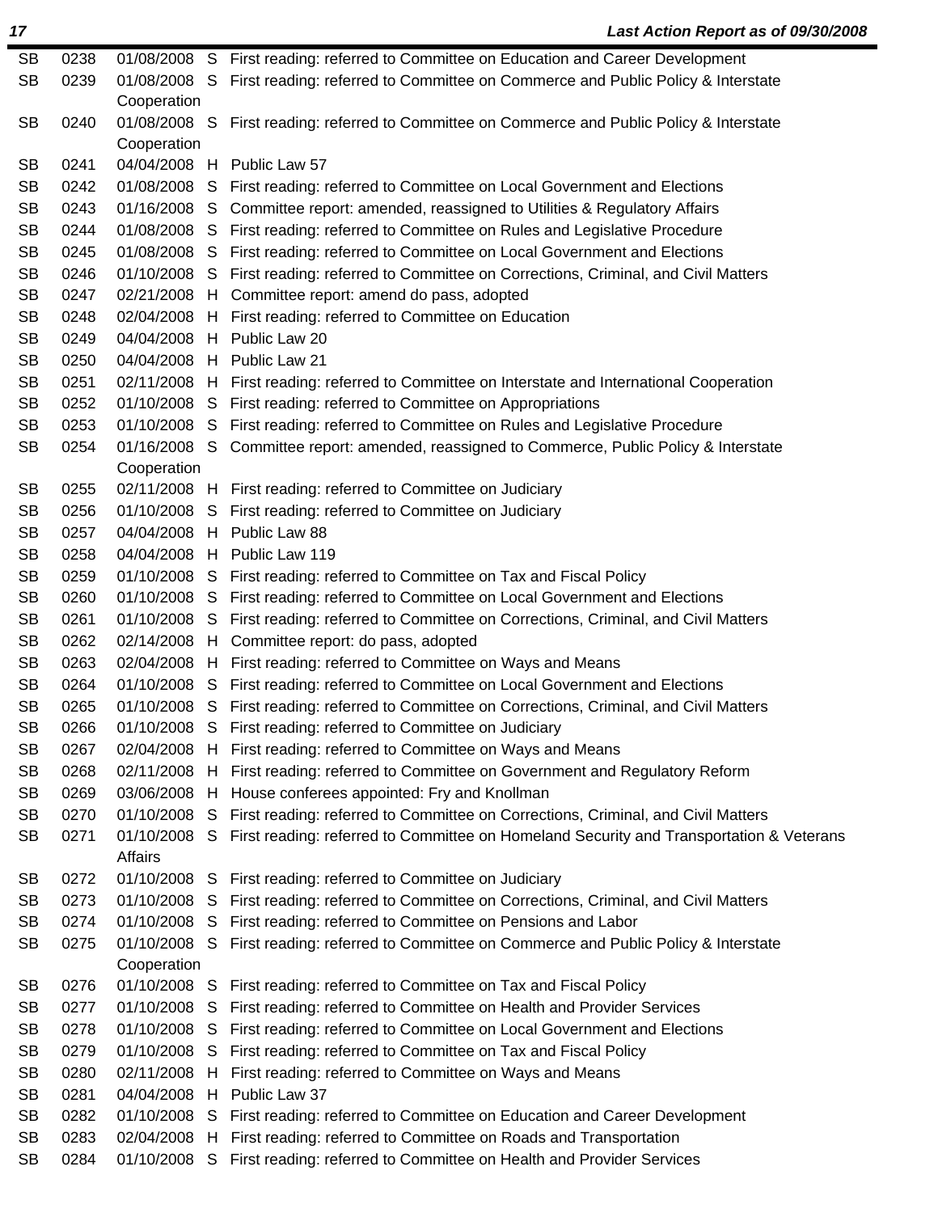| | | | | |
|---|---|---|---|---|
| SB | 0238 | 01/08/2008 | S | First reading: referred to Committee on Education and Career Development |
| SB | 0239 | 01/08/2008 | S | First reading: referred to Committee on Commerce and Public Policy & Interstate Cooperation |
| SB | 0240 | 01/08/2008 | S | First reading: referred to Committee on Commerce and Public Policy & Interstate Cooperation |
| SB | 0241 | 04/04/2008 | H | Public Law 57 |
| SB | 0242 | 01/08/2008 | S | First reading: referred to Committee on Local Government and Elections |
| SB | 0243 | 01/16/2008 | S | Committee report: amended, reassigned to Utilities & Regulatory Affairs |
| SB | 0244 | 01/08/2008 | S | First reading: referred to Committee on Rules and Legislative Procedure |
| SB | 0245 | 01/08/2008 | S | First reading: referred to Committee on Local Government and Elections |
| SB | 0246 | 01/10/2008 | S | First reading: referred to Committee on Corrections, Criminal, and Civil Matters |
| SB | 0247 | 02/21/2008 | H | Committee report: amend do pass, adopted |
| SB | 0248 | 02/04/2008 | H | First reading: referred to Committee on Education |
| SB | 0249 | 04/04/2008 | H | Public Law 20 |
| SB | 0250 | 04/04/2008 | H | Public Law 21 |
| SB | 0251 | 02/11/2008 | H | First reading: referred to Committee on Interstate and International Cooperation |
| SB | 0252 | 01/10/2008 | S | First reading: referred to Committee on Appropriations |
| SB | 0253 | 01/10/2008 | S | First reading: referred to Committee on Rules and Legislative Procedure |
| SB | 0254 | 01/16/2008 | S | Committee report: amended, reassigned to Commerce, Public Policy & Interstate Cooperation |
| SB | 0255 | 02/11/2008 | H | First reading: referred to Committee on Judiciary |
| SB | 0256 | 01/10/2008 | S | First reading: referred to Committee on Judiciary |
| SB | 0257 | 04/04/2008 | H | Public Law 88 |
| SB | 0258 | 04/04/2008 | H | Public Law 119 |
| SB | 0259 | 01/10/2008 | S | First reading: referred to Committee on Tax and Fiscal Policy |
| SB | 0260 | 01/10/2008 | S | First reading: referred to Committee on Local Government and Elections |
| SB | 0261 | 01/10/2008 | S | First reading: referred to Committee on Corrections, Criminal, and Civil Matters |
| SB | 0262 | 02/14/2008 | H | Committee report: do pass, adopted |
| SB | 0263 | 02/04/2008 | H | First reading: referred to Committee on Ways and Means |
| SB | 0264 | 01/10/2008 | S | First reading: referred to Committee on Local Government and Elections |
| SB | 0265 | 01/10/2008 | S | First reading: referred to Committee on Corrections, Criminal, and Civil Matters |
| SB | 0266 | 01/10/2008 | S | First reading: referred to Committee on Judiciary |
| SB | 0267 | 02/04/2008 | H | First reading: referred to Committee on Ways and Means |
| SB | 0268 | 02/11/2008 | H | First reading: referred to Committee on Government and Regulatory Reform |
| SB | 0269 | 03/06/2008 | H | House conferees appointed: Fry and Knollman |
| SB | 0270 | 01/10/2008 | S | First reading: referred to Committee on Corrections, Criminal, and Civil Matters |
| SB | 0271 | 01/10/2008 | S | First reading: referred to Committee on Homeland Security and Transportation & Veterans Affairs |
| SB | 0272 | 01/10/2008 | S | First reading: referred to Committee on Judiciary |
| SB | 0273 | 01/10/2008 | S | First reading: referred to Committee on Corrections, Criminal, and Civil Matters |
| SB | 0274 | 01/10/2008 | S | First reading: referred to Committee on Pensions and Labor |
| SB | 0275 | 01/10/2008 | S | First reading: referred to Committee on Commerce and Public Policy & Interstate Cooperation |
| SB | 0276 | 01/10/2008 | S | First reading: referred to Committee on Tax and Fiscal Policy |
| SB | 0277 | 01/10/2008 | S | First reading: referred to Committee on Health and Provider Services |
| SB | 0278 | 01/10/2008 | S | First reading: referred to Committee on Local Government and Elections |
| SB | 0279 | 01/10/2008 | S | First reading: referred to Committee on Tax and Fiscal Policy |
| SB | 0280 | 02/11/2008 | H | First reading: referred to Committee on Ways and Means |
| SB | 0281 | 04/04/2008 | H | Public Law 37 |
| SB | 0282 | 01/10/2008 | S | First reading: referred to Committee on Education and Career Development |
| SB | 0283 | 02/04/2008 | H | First reading: referred to Committee on Roads and Transportation |
| SB | 0284 | 01/10/2008 | S | First reading: referred to Committee on Health and Provider Services |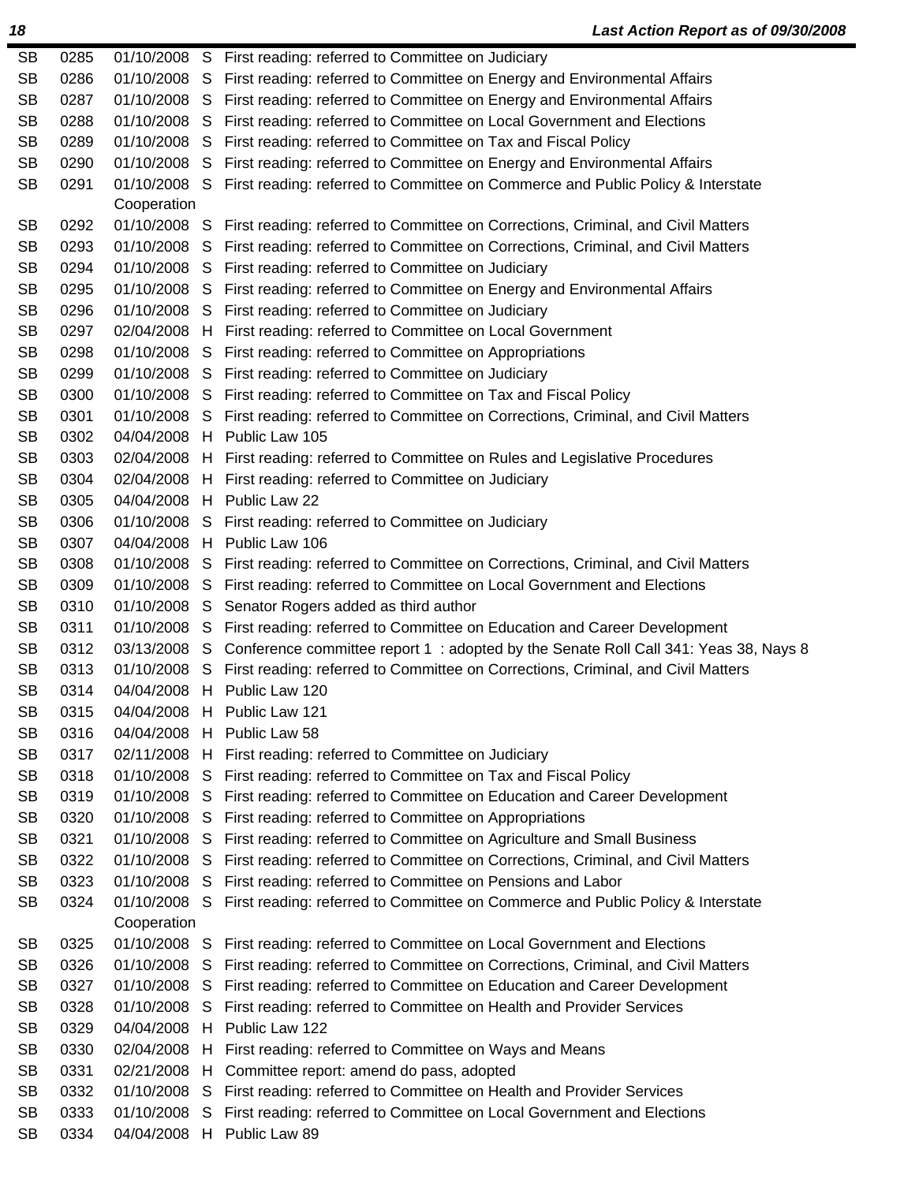| | | | | |
|---|---|---|---|---|
| SB | 0285 | 01/10/2008 | S | First reading: referred to Committee on Judiciary |
| SB | 0286 | 01/10/2008 | S | First reading: referred to Committee on Energy and Environmental Affairs |
| SB | 0287 | 01/10/2008 | S | First reading: referred to Committee on Energy and Environmental Affairs |
| SB | 0288 | 01/10/2008 | S | First reading: referred to Committee on Local Government and Elections |
| SB | 0289 | 01/10/2008 | S | First reading: referred to Committee on Tax and Fiscal Policy |
| SB | 0290 | 01/10/2008 | S | First reading: referred to Committee on Energy and Environmental Affairs |
| SB | 0291 | 01/10/2008 | S | First reading: referred to Committee on Commerce and Public Policy & Interstate Cooperation |
| SB | 0292 | 01/10/2008 | S | First reading: referred to Committee on Corrections, Criminal, and Civil Matters |
| SB | 0293 | 01/10/2008 | S | First reading: referred to Committee on Corrections, Criminal, and Civil Matters |
| SB | 0294 | 01/10/2008 | S | First reading: referred to Committee on Judiciary |
| SB | 0295 | 01/10/2008 | S | First reading: referred to Committee on Energy and Environmental Affairs |
| SB | 0296 | 01/10/2008 | S | First reading: referred to Committee on Judiciary |
| SB | 0297 | 02/04/2008 | H | First reading: referred to Committee on Local Government |
| SB | 0298 | 01/10/2008 | S | First reading: referred to Committee on Appropriations |
| SB | 0299 | 01/10/2008 | S | First reading: referred to Committee on Judiciary |
| SB | 0300 | 01/10/2008 | S | First reading: referred to Committee on Tax and Fiscal Policy |
| SB | 0301 | 01/10/2008 | S | First reading: referred to Committee on Corrections, Criminal, and Civil Matters |
| SB | 0302 | 04/04/2008 | H | Public Law 105 |
| SB | 0303 | 02/04/2008 | H | First reading: referred to Committee on Rules and Legislative Procedures |
| SB | 0304 | 02/04/2008 | H | First reading: referred to Committee on Judiciary |
| SB | 0305 | 04/04/2008 | H | Public Law 22 |
| SB | 0306 | 01/10/2008 | S | First reading: referred to Committee on Judiciary |
| SB | 0307 | 04/04/2008 | H | Public Law 106 |
| SB | 0308 | 01/10/2008 | S | First reading: referred to Committee on Corrections, Criminal, and Civil Matters |
| SB | 0309 | 01/10/2008 | S | First reading: referred to Committee on Local Government and Elections |
| SB | 0310 | 01/10/2008 | S | Senator Rogers added as third author |
| SB | 0311 | 01/10/2008 | S | First reading: referred to Committee on Education and Career Development |
| SB | 0312 | 03/13/2008 | S | Conference committee report 1 : adopted by the Senate Roll Call 341: Yeas 38, Nays 8 |
| SB | 0313 | 01/10/2008 | S | First reading: referred to Committee on Corrections, Criminal, and Civil Matters |
| SB | 0314 | 04/04/2008 | H | Public Law 120 |
| SB | 0315 | 04/04/2008 | H | Public Law 121 |
| SB | 0316 | 04/04/2008 | H | Public Law 58 |
| SB | 0317 | 02/11/2008 | H | First reading: referred to Committee on Judiciary |
| SB | 0318 | 01/10/2008 | S | First reading: referred to Committee on Tax and Fiscal Policy |
| SB | 0319 | 01/10/2008 | S | First reading: referred to Committee on Education and Career Development |
| SB | 0320 | 01/10/2008 | S | First reading: referred to Committee on Appropriations |
| SB | 0321 | 01/10/2008 | S | First reading: referred to Committee on Agriculture and Small Business |
| SB | 0322 | 01/10/2008 | S | First reading: referred to Committee on Corrections, Criminal, and Civil Matters |
| SB | 0323 | 01/10/2008 | S | First reading: referred to Committee on Pensions and Labor |
| SB | 0324 | 01/10/2008 | S | First reading: referred to Committee on Commerce and Public Policy & Interstate Cooperation |
| SB | 0325 | 01/10/2008 | S | First reading: referred to Committee on Local Government and Elections |
| SB | 0326 | 01/10/2008 | S | First reading: referred to Committee on Corrections, Criminal, and Civil Matters |
| SB | 0327 | 01/10/2008 | S | First reading: referred to Committee on Education and Career Development |
| SB | 0328 | 01/10/2008 | S | First reading: referred to Committee on Health and Provider Services |
| SB | 0329 | 04/04/2008 | H | Public Law 122 |
| SB | 0330 | 02/04/2008 | H | First reading: referred to Committee on Ways and Means |
| SB | 0331 | 02/21/2008 | H | Committee report: amend do pass, adopted |
| SB | 0332 | 01/10/2008 | S | First reading: referred to Committee on Health and Provider Services |
| SB | 0333 | 01/10/2008 | S | First reading: referred to Committee on Local Government and Elections |
| SB | 0334 | 04/04/2008 | H | Public Law 89 |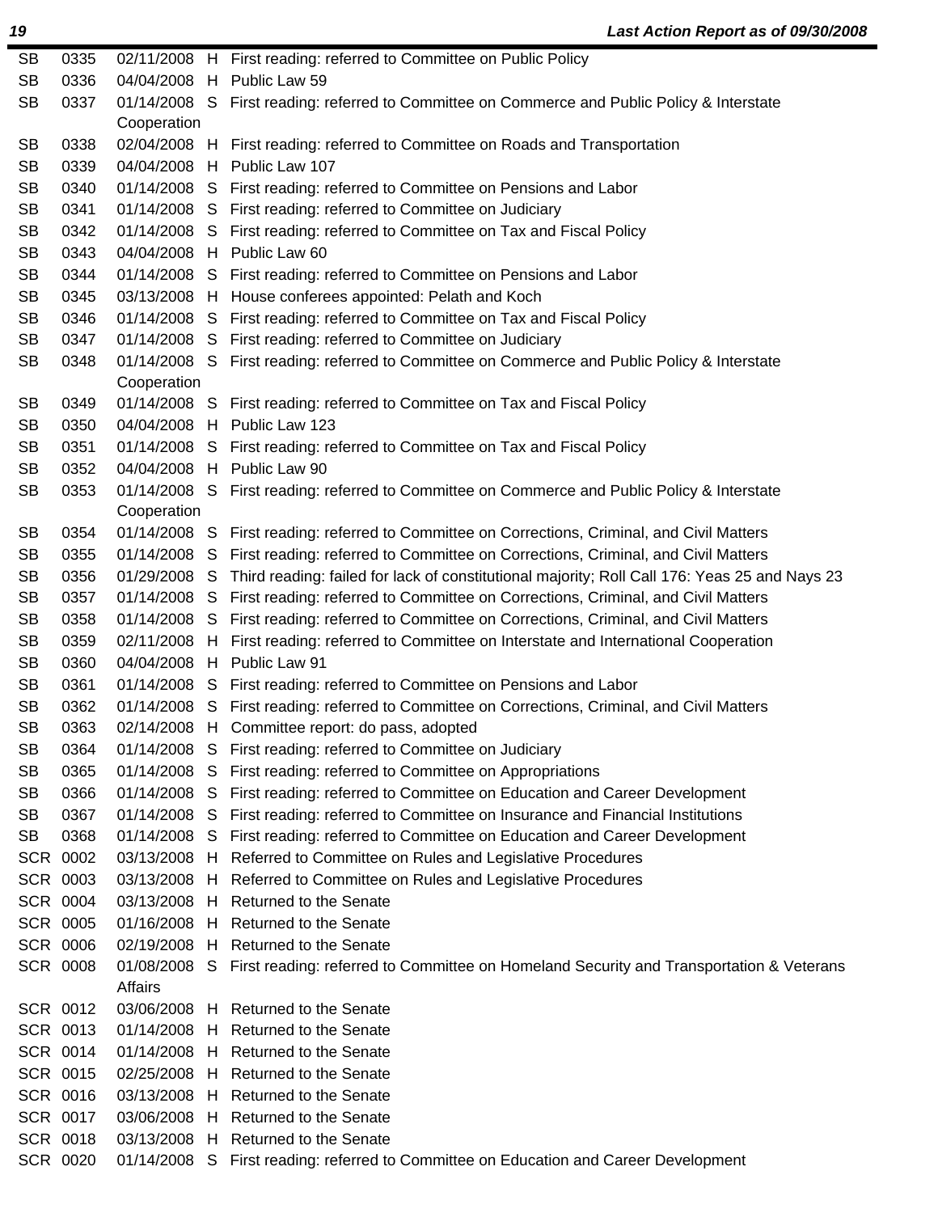| | | | | |
|---|---|---|---|---|
| SB | 0335 | 02/11/2008 | H | First reading: referred to Committee on Public Policy |
| SB | 0336 | 04/04/2008 | H | Public Law 59 |
| SB | 0337 | 01/14/2008 | S | First reading: referred to Committee on Commerce and Public Policy & Interstate Cooperation |
| SB | 0338 | 02/04/2008 | H | First reading: referred to Committee on Roads and Transportation |
| SB | 0339 | 04/04/2008 | H | Public Law 107 |
| SB | 0340 | 01/14/2008 | S | First reading: referred to Committee on Pensions and Labor |
| SB | 0341 | 01/14/2008 | S | First reading: referred to Committee on Judiciary |
| SB | 0342 | 01/14/2008 | S | First reading: referred to Committee on Tax and Fiscal Policy |
| SB | 0343 | 04/04/2008 | H | Public Law 60 |
| SB | 0344 | 01/14/2008 | S | First reading: referred to Committee on Pensions and Labor |
| SB | 0345 | 03/13/2008 | H | House conferees appointed: Pelath and Koch |
| SB | 0346 | 01/14/2008 | S | First reading: referred to Committee on Tax and Fiscal Policy |
| SB | 0347 | 01/14/2008 | S | First reading: referred to Committee on Judiciary |
| SB | 0348 | 01/14/2008 | S | First reading: referred to Committee on Commerce and Public Policy & Interstate Cooperation |
| SB | 0349 | 01/14/2008 | S | First reading: referred to Committee on Tax and Fiscal Policy |
| SB | 0350 | 04/04/2008 | H | Public Law 123 |
| SB | 0351 | 01/14/2008 | S | First reading: referred to Committee on Tax and Fiscal Policy |
| SB | 0352 | 04/04/2008 | H | Public Law 90 |
| SB | 0353 | 01/14/2008 | S | First reading: referred to Committee on Commerce and Public Policy & Interstate Cooperation |
| SB | 0354 | 01/14/2008 | S | First reading: referred to Committee on Corrections, Criminal, and Civil Matters |
| SB | 0355 | 01/14/2008 | S | First reading: referred to Committee on Corrections, Criminal, and Civil Matters |
| SB | 0356 | 01/29/2008 | S | Third reading: failed for lack of constitutional majority; Roll Call 176: Yeas 25 and Nays 23 |
| SB | 0357 | 01/14/2008 | S | First reading: referred to Committee on Corrections, Criminal, and Civil Matters |
| SB | 0358 | 01/14/2008 | S | First reading: referred to Committee on Corrections, Criminal, and Civil Matters |
| SB | 0359 | 02/11/2008 | H | First reading: referred to Committee on Interstate and International Cooperation |
| SB | 0360 | 04/04/2008 | H | Public Law 91 |
| SB | 0361 | 01/14/2008 | S | First reading: referred to Committee on Pensions and Labor |
| SB | 0362 | 01/14/2008 | S | First reading: referred to Committee on Corrections, Criminal, and Civil Matters |
| SB | 0363 | 02/14/2008 | H | Committee report: do pass, adopted |
| SB | 0364 | 01/14/2008 | S | First reading: referred to Committee on Judiciary |
| SB | 0365 | 01/14/2008 | S | First reading: referred to Committee on Appropriations |
| SB | 0366 | 01/14/2008 | S | First reading: referred to Committee on Education and Career Development |
| SB | 0367 | 01/14/2008 | S | First reading: referred to Committee on Insurance and Financial Institutions |
| SB | 0368 | 01/14/2008 | S | First reading: referred to Committee on Education and Career Development |
| SCR | 0002 | 03/13/2008 | H | Referred to Committee on Rules and Legislative Procedures |
| SCR | 0003 | 03/13/2008 | H | Referred to Committee on Rules and Legislative Procedures |
| SCR | 0004 | 03/13/2008 | H | Returned to the Senate |
| SCR | 0005 | 01/16/2008 | H | Returned to the Senate |
| SCR | 0006 | 02/19/2008 | H | Returned to the Senate |
| SCR | 0008 | 01/08/2008 | S | First reading: referred to Committee on Homeland Security and Transportation & Veterans Affairs |
| SCR | 0012 | 03/06/2008 | H | Returned to the Senate |
| SCR | 0013 | 01/14/2008 | H | Returned to the Senate |
| SCR | 0014 | 01/14/2008 | H | Returned to the Senate |
| SCR | 0015 | 02/25/2008 | H | Returned to the Senate |
| SCR | 0016 | 03/13/2008 | H | Returned to the Senate |
| SCR | 0017 | 03/06/2008 | H | Returned to the Senate |
| SCR | 0018 | 03/13/2008 | H | Returned to the Senate |
| SCR | 0020 | 01/14/2008 | S | First reading: referred to Committee on Education and Career Development |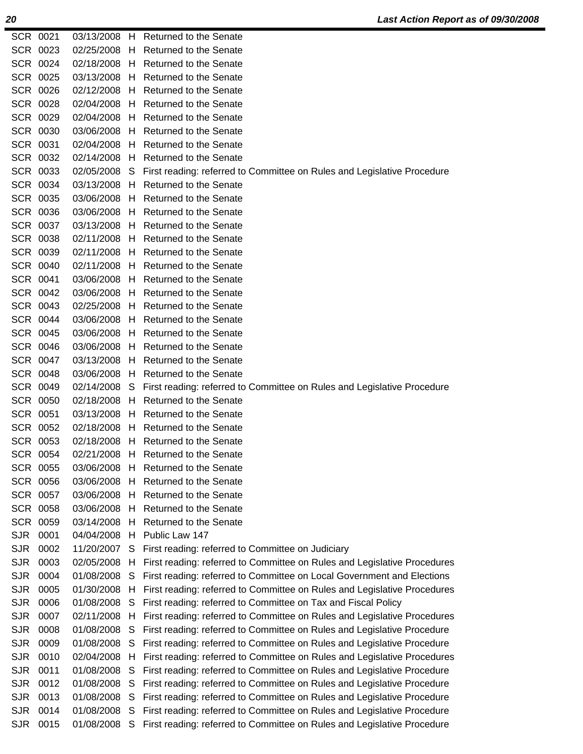| | | | | |
|---|---|---|---|---|
| SCR | 0021 | 03/13/2008 | H | Returned to the Senate |
| SCR | 0023 | 02/25/2008 | H | Returned to the Senate |
| SCR | 0024 | 02/18/2008 | H | Returned to the Senate |
| SCR | 0025 | 03/13/2008 | H | Returned to the Senate |
| SCR | 0026 | 02/12/2008 | H | Returned to the Senate |
| SCR | 0028 | 02/04/2008 | H | Returned to the Senate |
| SCR | 0029 | 02/04/2008 | H | Returned to the Senate |
| SCR | 0030 | 03/06/2008 | H | Returned to the Senate |
| SCR | 0031 | 02/04/2008 | H | Returned to the Senate |
| SCR | 0032 | 02/14/2008 | H | Returned to the Senate |
| SCR | 0033 | 02/05/2008 | S | First reading: referred to Committee on Rules and Legislative Procedure |
| SCR | 0034 | 03/13/2008 | H | Returned to the Senate |
| SCR | 0035 | 03/06/2008 | H | Returned to the Senate |
| SCR | 0036 | 03/06/2008 | H | Returned to the Senate |
| SCR | 0037 | 03/13/2008 | H | Returned to the Senate |
| SCR | 0038 | 02/11/2008 | H | Returned to the Senate |
| SCR | 0039 | 02/11/2008 | H | Returned to the Senate |
| SCR | 0040 | 02/11/2008 | H | Returned to the Senate |
| SCR | 0041 | 03/06/2008 | H | Returned to the Senate |
| SCR | 0042 | 03/06/2008 | H | Returned to the Senate |
| SCR | 0043 | 02/25/2008 | H | Returned to the Senate |
| SCR | 0044 | 03/06/2008 | H | Returned to the Senate |
| SCR | 0045 | 03/06/2008 | H | Returned to the Senate |
| SCR | 0046 | 03/06/2008 | H | Returned to the Senate |
| SCR | 0047 | 03/13/2008 | H | Returned to the Senate |
| SCR | 0048 | 03/06/2008 | H | Returned to the Senate |
| SCR | 0049 | 02/14/2008 | S | First reading: referred to Committee on Rules and Legislative Procedure |
| SCR | 0050 | 02/18/2008 | H | Returned to the Senate |
| SCR | 0051 | 03/13/2008 | H | Returned to the Senate |
| SCR | 0052 | 02/18/2008 | H | Returned to the Senate |
| SCR | 0053 | 02/18/2008 | H | Returned to the Senate |
| SCR | 0054 | 02/21/2008 | H | Returned to the Senate |
| SCR | 0055 | 03/06/2008 | H | Returned to the Senate |
| SCR | 0056 | 03/06/2008 | H | Returned to the Senate |
| SCR | 0057 | 03/06/2008 | H | Returned to the Senate |
| SCR | 0058 | 03/06/2008 | H | Returned to the Senate |
| SCR | 0059 | 03/14/2008 | H | Returned to the Senate |
| SJR | 0001 | 04/04/2008 | H | Public Law 147 |
| SJR | 0002 | 11/20/2007 | S | First reading: referred to Committee on Judiciary |
| SJR | 0003 | 02/05/2008 | H | First reading: referred to Committee on Rules and Legislative Procedures |
| SJR | 0004 | 01/08/2008 | S | First reading: referred to Committee on Local Government and Elections |
| SJR | 0005 | 01/30/2008 | H | First reading: referred to Committee on Rules and Legislative Procedures |
| SJR | 0006 | 01/08/2008 | S | First reading: referred to Committee on Tax and Fiscal Policy |
| SJR | 0007 | 02/11/2008 | H | First reading: referred to Committee on Rules and Legislative Procedures |
| SJR | 0008 | 01/08/2008 | S | First reading: referred to Committee on Rules and Legislative Procedure |
| SJR | 0009 | 01/08/2008 | S | First reading: referred to Committee on Rules and Legislative Procedure |
| SJR | 0010 | 02/04/2008 | H | First reading: referred to Committee on Rules and Legislative Procedures |
| SJR | 0011 | 01/08/2008 | S | First reading: referred to Committee on Rules and Legislative Procedure |
| SJR | 0012 | 01/08/2008 | S | First reading: referred to Committee on Rules and Legislative Procedure |
| SJR | 0013 | 01/08/2008 | S | First reading: referred to Committee on Rules and Legislative Procedure |
| SJR | 0014 | 01/08/2008 | S | First reading: referred to Committee on Rules and Legislative Procedure |
| SJR | 0015 | 01/08/2008 | S | First reading: referred to Committee on Rules and Legislative Procedure |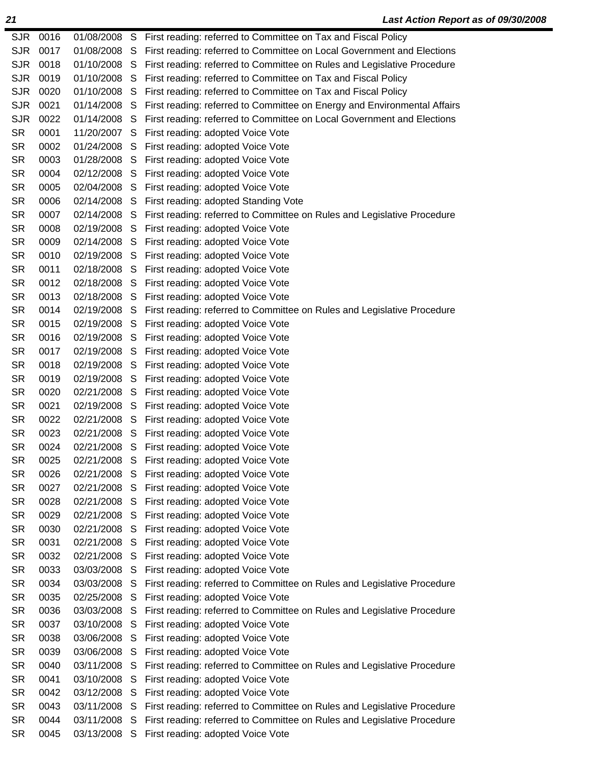| | | | | |
|---|---|---|---|---|
| SJR | 0016 | 01/08/2008 | S | First reading: referred to Committee on Tax and Fiscal Policy |
| SJR | 0017 | 01/08/2008 | S | First reading: referred to Committee on Local Government and Elections |
| SJR | 0018 | 01/10/2008 | S | First reading: referred to Committee on Rules and Legislative Procedure |
| SJR | 0019 | 01/10/2008 | S | First reading: referred to Committee on Tax and Fiscal Policy |
| SJR | 0020 | 01/10/2008 | S | First reading: referred to Committee on Tax and Fiscal Policy |
| SJR | 0021 | 01/14/2008 | S | First reading: referred to Committee on Energy and Environmental Affairs |
| SJR | 0022 | 01/14/2008 | S | First reading: referred to Committee on Local Government and Elections |
| SR | 0001 | 11/20/2007 | S | First reading: adopted Voice Vote |
| SR | 0002 | 01/24/2008 | S | First reading: adopted Voice Vote |
| SR | 0003 | 01/28/2008 | S | First reading: adopted Voice Vote |
| SR | 0004 | 02/12/2008 | S | First reading: adopted Voice Vote |
| SR | 0005 | 02/04/2008 | S | First reading: adopted Voice Vote |
| SR | 0006 | 02/14/2008 | S | First reading: adopted Standing Vote |
| SR | 0007 | 02/14/2008 | S | First reading: referred to Committee on Rules and Legislative Procedure |
| SR | 0008 | 02/19/2008 | S | First reading: adopted Voice Vote |
| SR | 0009 | 02/14/2008 | S | First reading: adopted Voice Vote |
| SR | 0010 | 02/19/2008 | S | First reading: adopted Voice Vote |
| SR | 0011 | 02/18/2008 | S | First reading: adopted Voice Vote |
| SR | 0012 | 02/18/2008 | S | First reading: adopted Voice Vote |
| SR | 0013 | 02/18/2008 | S | First reading: adopted Voice Vote |
| SR | 0014 | 02/19/2008 | S | First reading: referred to Committee on Rules and Legislative Procedure |
| SR | 0015 | 02/19/2008 | S | First reading: adopted Voice Vote |
| SR | 0016 | 02/19/2008 | S | First reading: adopted Voice Vote |
| SR | 0017 | 02/19/2008 | S | First reading: adopted Voice Vote |
| SR | 0018 | 02/19/2008 | S | First reading: adopted Voice Vote |
| SR | 0019 | 02/19/2008 | S | First reading: adopted Voice Vote |
| SR | 0020 | 02/21/2008 | S | First reading: adopted Voice Vote |
| SR | 0021 | 02/19/2008 | S | First reading: adopted Voice Vote |
| SR | 0022 | 02/21/2008 | S | First reading: adopted Voice Vote |
| SR | 0023 | 02/21/2008 | S | First reading: adopted Voice Vote |
| SR | 0024 | 02/21/2008 | S | First reading: adopted Voice Vote |
| SR | 0025 | 02/21/2008 | S | First reading: adopted Voice Vote |
| SR | 0026 | 02/21/2008 | S | First reading: adopted Voice Vote |
| SR | 0027 | 02/21/2008 | S | First reading: adopted Voice Vote |
| SR | 0028 | 02/21/2008 | S | First reading: adopted Voice Vote |
| SR | 0029 | 02/21/2008 | S | First reading: adopted Voice Vote |
| SR | 0030 | 02/21/2008 | S | First reading: adopted Voice Vote |
| SR | 0031 | 02/21/2008 | S | First reading: adopted Voice Vote |
| SR | 0032 | 02/21/2008 | S | First reading: adopted Voice Vote |
| SR | 0033 | 03/03/2008 | S | First reading: adopted Voice Vote |
| SR | 0034 | 03/03/2008 | S | First reading: referred to Committee on Rules and Legislative Procedure |
| SR | 0035 | 02/25/2008 | S | First reading: adopted Voice Vote |
| SR | 0036 | 03/03/2008 | S | First reading: referred to Committee on Rules and Legislative Procedure |
| SR | 0037 | 03/10/2008 | S | First reading: adopted Voice Vote |
| SR | 0038 | 03/06/2008 | S | First reading: adopted Voice Vote |
| SR | 0039 | 03/06/2008 | S | First reading: adopted Voice Vote |
| SR | 0040 | 03/11/2008 | S | First reading: referred to Committee on Rules and Legislative Procedure |
| SR | 0041 | 03/10/2008 | S | First reading: adopted Voice Vote |
| SR | 0042 | 03/12/2008 | S | First reading: adopted Voice Vote |
| SR | 0043 | 03/11/2008 | S | First reading: referred to Committee on Rules and Legislative Procedure |
| SR | 0044 | 03/11/2008 | S | First reading: referred to Committee on Rules and Legislative Procedure |
| SR | 0045 | 03/13/2008 | S | First reading: adopted Voice Vote |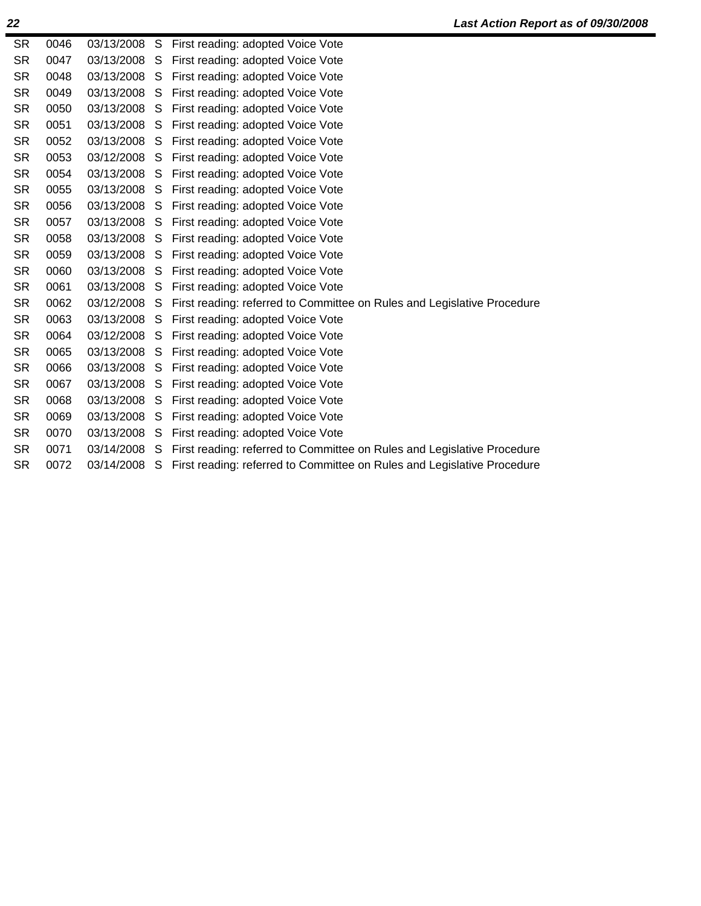| | | | | |
|---|---|---|---|---|
| SR | 0046 | 03/13/2008 | S | First reading: adopted Voice Vote |
| SR | 0047 | 03/13/2008 | S | First reading: adopted Voice Vote |
| SR | 0048 | 03/13/2008 | S | First reading: adopted Voice Vote |
| SR | 0049 | 03/13/2008 | S | First reading: adopted Voice Vote |
| SR | 0050 | 03/13/2008 | S | First reading: adopted Voice Vote |
| SR | 0051 | 03/13/2008 | S | First reading: adopted Voice Vote |
| SR | 0052 | 03/13/2008 | S | First reading: adopted Voice Vote |
| SR | 0053 | 03/12/2008 | S | First reading: adopted Voice Vote |
| SR | 0054 | 03/13/2008 | S | First reading: adopted Voice Vote |
| SR | 0055 | 03/13/2008 | S | First reading: adopted Voice Vote |
| SR | 0056 | 03/13/2008 | S | First reading: adopted Voice Vote |
| SR | 0057 | 03/13/2008 | S | First reading: adopted Voice Vote |
| SR | 0058 | 03/13/2008 | S | First reading: adopted Voice Vote |
| SR | 0059 | 03/13/2008 | S | First reading: adopted Voice Vote |
| SR | 0060 | 03/13/2008 | S | First reading: adopted Voice Vote |
| SR | 0061 | 03/13/2008 | S | First reading: adopted Voice Vote |
| SR | 0062 | 03/12/2008 | S | First reading: referred to Committee on Rules and Legislative Procedure |
| SR | 0063 | 03/13/2008 | S | First reading: adopted Voice Vote |
| SR | 0064 | 03/12/2008 | S | First reading: adopted Voice Vote |
| SR | 0065 | 03/13/2008 | S | First reading: adopted Voice Vote |
| SR | 0066 | 03/13/2008 | S | First reading: adopted Voice Vote |
| SR | 0067 | 03/13/2008 | S | First reading: adopted Voice Vote |
| SR | 0068 | 03/13/2008 | S | First reading: adopted Voice Vote |
| SR | 0069 | 03/13/2008 | S | First reading: adopted Voice Vote |
| SR | 0070 | 03/13/2008 | S | First reading: adopted Voice Vote |
| SR | 0071 | 03/14/2008 | S | First reading: referred to Committee on Rules and Legislative Procedure |
| SR | 0072 | 03/14/2008 | S | First reading: referred to Committee on Rules and Legislative Procedure |